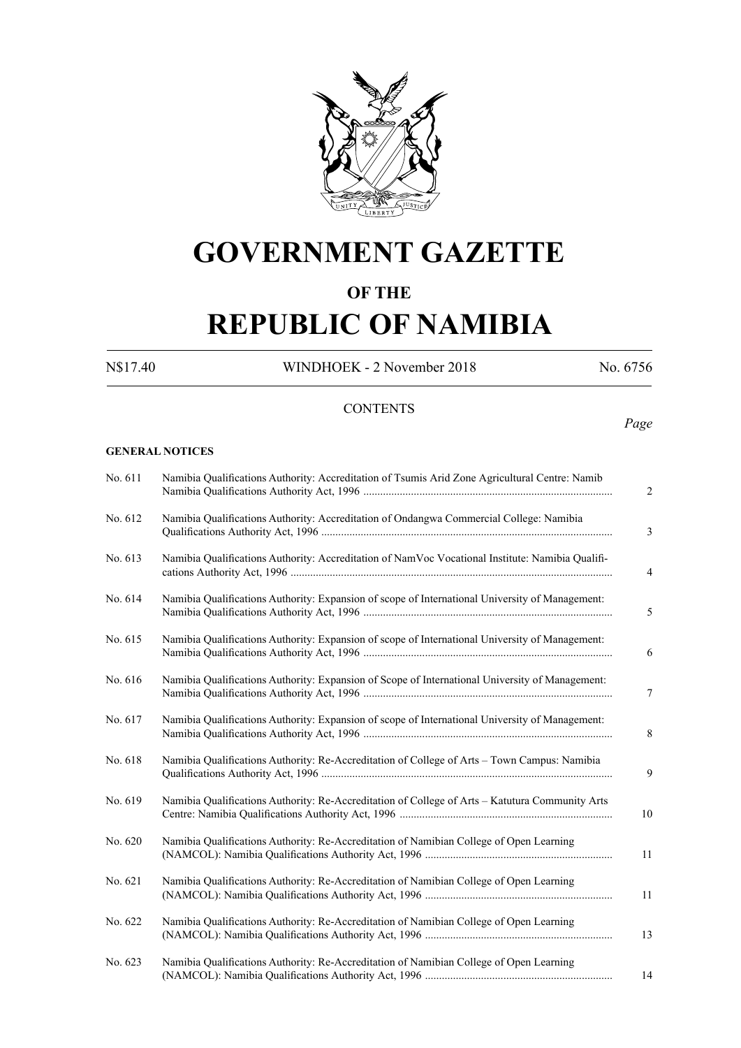# GOVERNMENT GAZETTE

## OF THE

# REPUBLIC OF NAMIBIA

N$17.40 WINDHOEK - 2 November 2018 No. 6756

CONTENTS

*Page*

**GENERAL NOTICES**

| | | |
|---|---|---|
| No. 611 | Namibia Qualifications Authority: Accreditation of Tsumis Arid Zone Agricultural Centre: Namib Namibia Qualifications Authority Act, 1996 | 2 |
| No. 612 | Namibia Qualifications Authority: Accreditation of Ondangwa Commercial College: Namibia Qualifications Authority Act, 1996 | 3 |
| No. 613 | Namibia Qualifications Authority: Accreditation of NamVoc Vocational Institute: Namibia Qualifications Authority Act, 1996 | 4 |
| No. 614 | Namibia Qualifications Authority: Expansion of scope of International University of Management: Namibia Qualifications Authority Act, 1996 | 5 |
| No. 615 | Namibia Qualifications Authority: Expansion of scope of International University of Management: Namibia Qualifications Authority Act, 1996 | 6 |
| No. 616 | Namibia Qualifications Authority: Expansion of Scope of International University of Management: Namibia Qualifications Authority Act, 1996 | 7 |
| No. 617 | Namibia Qualifications Authority: Expansion of scope of International University of Management: Namibia Qualifications Authority Act, 1996 | 8 |
| No. 618 | Namibia Qualifications Authority: Re-Accreditation of College of Arts – Town Campus: Namibia Qualifications Authority Act, 1996 | 9 |
| No. 619 | Namibia Qualifications Authority: Re-Accreditation of College of Arts – Katutura Community Arts Centre: Namibia Qualifications Authority Act, 1996 | 10 |
| No. 620 | Namibia Qualifications Authority: Re-Accreditation of Namibian College of Open Learning (NAMCOL): Namibia Qualifications Authority Act, 1996 | 11 |
| No. 621 | Namibia Qualifications Authority: Re-Accreditation of Namibian College of Open Learning (NAMCOL): Namibia Qualifications Authority Act, 1996 | 11 |
| No. 622 | Namibia Qualifications Authority: Re-Accreditation of Namibian College of Open Learning (NAMCOL): Namibia Qualifications Authority Act, 1996 | 13 |
| No. 623 | Namibia Qualifications Authority: Re-Accreditation of Namibian College of Open Learning (NAMCOL): Namibia Qualifications Authority Act, 1996 | 14 |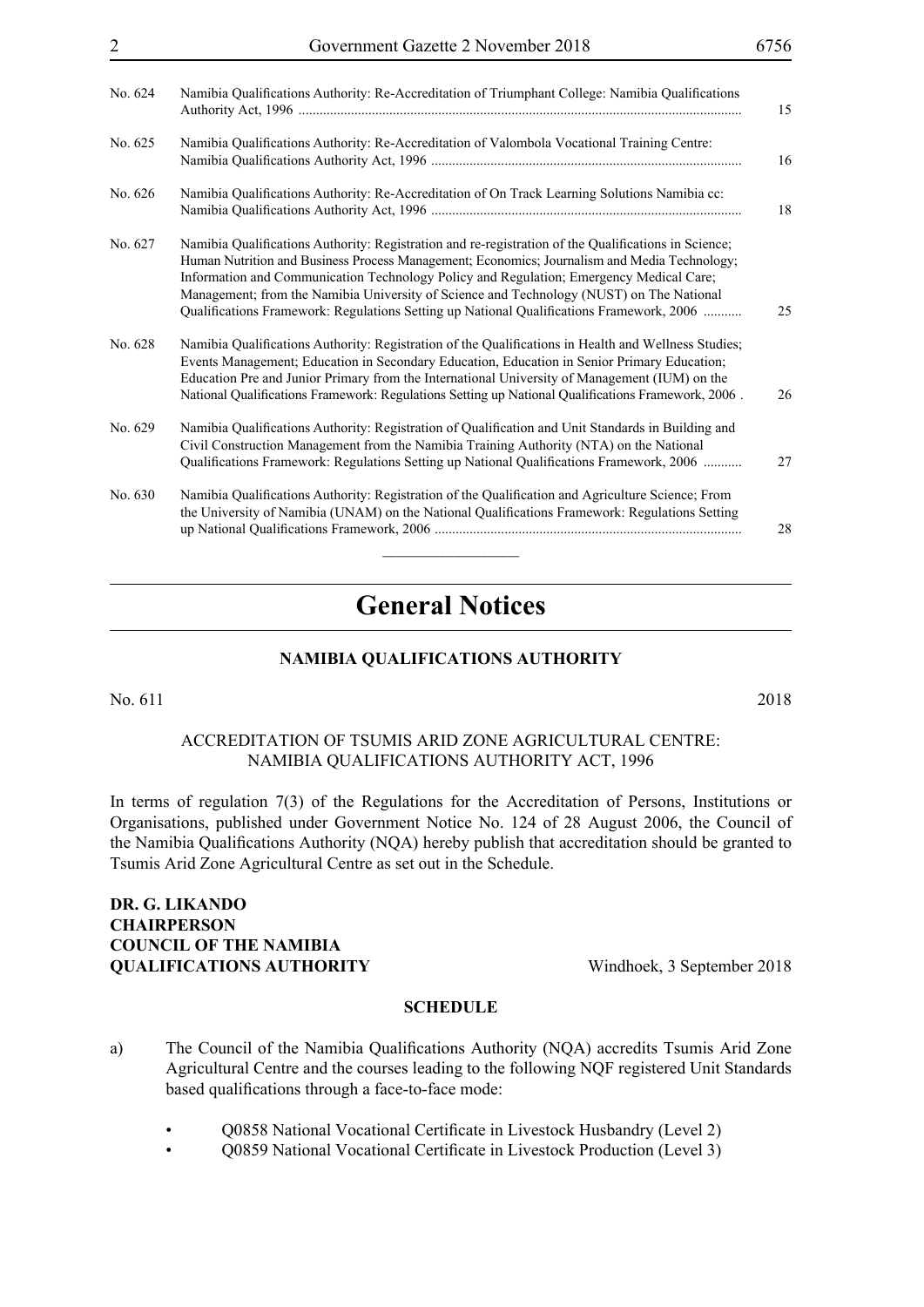| | | |
|---|---|---|
| No. 624 | Namibia Qualifications Authority: Re-Accreditation of Triumphant College: Namibia Qualifications Authority Act, 1996 | 15 |
| No. 625 | Namibia Qualifications Authority: Re-Accreditation of Valombola Vocational Training Centre: Namibia Qualifications Authority Act, 1996 | 16 |
| No. 626 | Namibia Qualifications Authority: Re-Accreditation of On Track Learning Solutions Namibia cc: Namibia Qualifications Authority Act, 1996 | 18 |
| No. 627 | Namibia Qualifications Authority: Registration and re-registration of the Qualifications in Science; Human Nutrition and Business Process Management; Economics; Journalism and Media Technology; Information and Communication Technology Policy and Regulation; Emergency Medical Care; Management; from the Namibia University of Science and Technology (NUST) on The National Qualifications Framework: Regulations Setting up National Qualifications Framework, 2006 | 25 |
| No. 628 | Namibia Qualifications Authority: Registration of the Qualifications in Health and Wellness Studies; Events Management; Education in Secondary Education, Education in Senior Primary Education; Education Pre and Junior Primary from the International University of Management (IUM) on the National Qualifications Framework: Regulations Setting up National Qualifications Framework, 2006 | 26 |
| No. 629 | Namibia Qualifications Authority: Registration of Qualification and Unit Standards in Building and Civil Construction Management from the Namibia Training Authority (NTA) on the National Qualifications Framework: Regulations Setting up National Qualifications Framework, 2006 | 27 |
| No. 630 | Namibia Qualifications Authority: Registration of the Qualification and Agriculture Science; From the University of Namibia (UNAM) on the National Qualifications Framework: Regulations Setting up National Qualifications Framework, 2006 | 28 |

# General Notices

## NAMIBIA QUALIFICATIONS AUTHORITY

No. 611 2018

ACCREDITATION OF TSUMIS ARID ZONE AGRICULTURAL CENTRE: NAMIBIA QUALIFICATIONS AUTHORITY ACT, 1996

In terms of regulation 7(3) of the Regulations for the Accreditation of Persons, Institutions or Organisations, published under Government Notice No. 124 of 28 August 2006, the Council of the Namibia Qualifications Authority (NQA) hereby publish that accreditation should be granted to Tsumis Arid Zone Agricultural Centre as set out in the Schedule.

**DR. G. LIKANDO**
**CHAIRPERSON**
**COUNCIL OF THE NAMIBIA**
**QUALIFICATIONS AUTHORITY** Windhoek, 3 September 2018

**SCHEDULE**

a) The Council of the Namibia Qualifications Authority (NQA) accredits Tsumis Arid Zone Agricultural Centre and the courses leading to the following NQF registered Unit Standards based qualifications through a face-to-face mode:

- Q0858 National Vocational Certificate in Livestock Husbandry (Level 2)
- Q0859 National Vocational Certificate in Livestock Production (Level 3)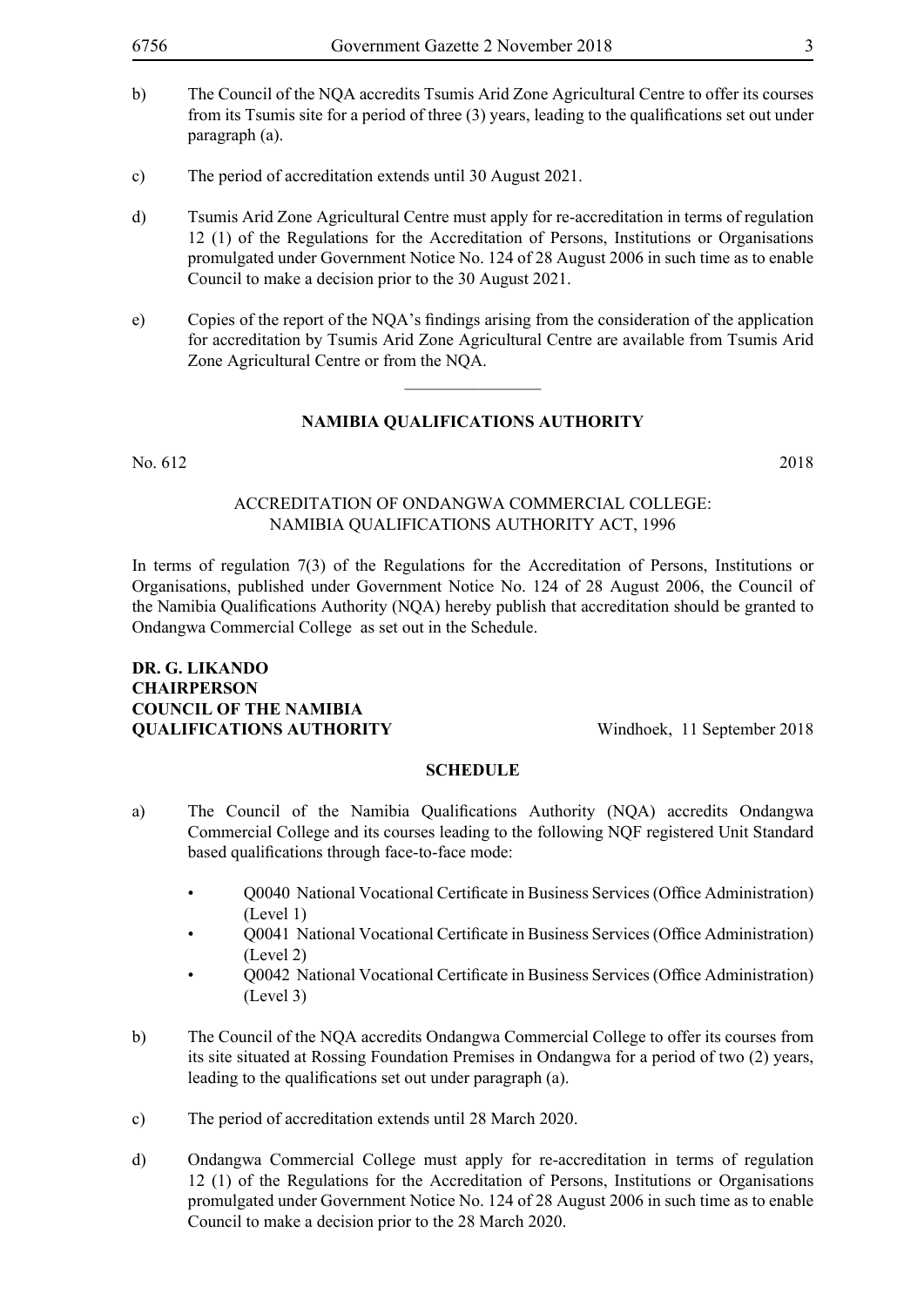b) The Council of the NQA accredits Tsumis Arid Zone Agricultural Centre to offer its courses from its Tsumis site for a period of three (3) years, leading to the qualifications set out under paragraph (a).

c) The period of accreditation extends until 30 August 2021.

d) Tsumis Arid Zone Agricultural Centre must apply for re-accreditation in terms of regulation 12 (1) of the Regulations for the Accreditation of Persons, Institutions or Organisations promulgated under Government Notice No. 124 of 28 August 2006 in such time as to enable Council to make a decision prior to the 30 August 2021.

e) Copies of the report of the NQA's findings arising from the consideration of the application for accreditation by Tsumis Arid Zone Agricultural Centre are available from Tsumis Arid Zone Agricultural Centre or from the NQA.

---

## NAMIBIA QUALIFICATIONS AUTHORITY

No. 612 2018

ACCREDITATION OF ONDANGWA COMMERCIAL COLLEGE: NAMIBIA QUALIFICATIONS AUTHORITY ACT, 1996

In terms of regulation 7(3) of the Regulations for the Accreditation of Persons, Institutions or Organisations, published under Government Notice No. 124 of 28 August 2006, the Council of the Namibia Qualifications Authority (NQA) hereby publish that accreditation should be granted to Ondangwa Commercial College as set out in the Schedule.

**DR. G. LIKANDO**
**CHAIRPERSON**
**COUNCIL OF THE NAMIBIA**
**QUALIFICATIONS AUTHORITY** Windhoek, 11 September 2018

**SCHEDULE**

a) The Council of the Namibia Qualifications Authority (NQA) accredits Ondangwa Commercial College and its courses leading to the following NQF registered Unit Standard based qualifications through face-to-face mode:

- Q0040 National Vocational Certificate in Business Services (Office Administration) (Level 1)
- Q0041 National Vocational Certificate in Business Services (Office Administration) (Level 2)
- Q0042 National Vocational Certificate in Business Services (Office Administration) (Level 3)

b) The Council of the NQA accredits Ondangwa Commercial College to offer its courses from its site situated at Rossing Foundation Premises in Ondangwa for a period of two (2) years, leading to the qualifications set out under paragraph (a).

c) The period of accreditation extends until 28 March 2020.

d) Ondangwa Commercial College must apply for re-accreditation in terms of regulation 12 (1) of the Regulations for the Accreditation of Persons, Institutions or Organisations promulgated under Government Notice No. 124 of 28 August 2006 in such time as to enable Council to make a decision prior to the 28 March 2020.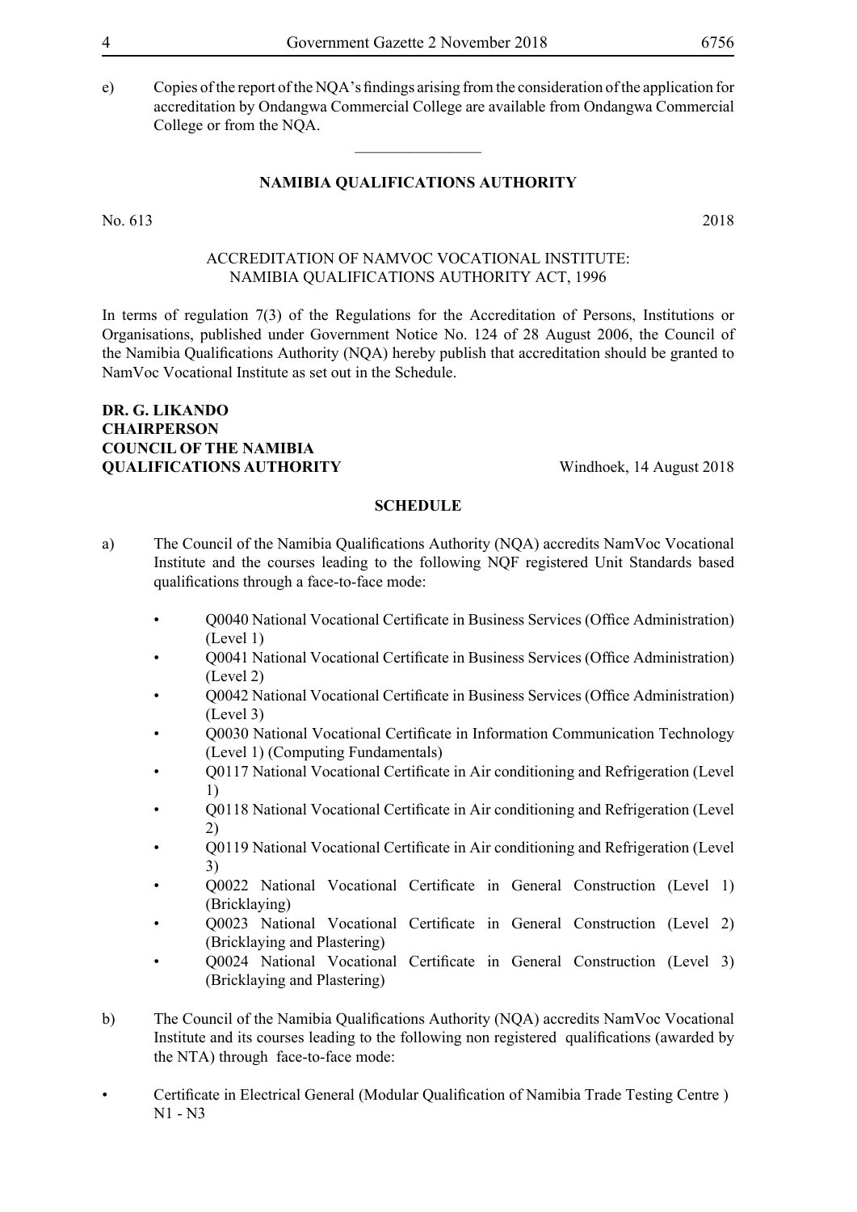e) Copies of the report of the NQA's findings arising from the consideration of the application for accreditation by Ondangwa Commercial College are available from Ondangwa Commercial College or from the NQA.

---

## NAMIBIA QUALIFICATIONS AUTHORITY

No. 613 2018

ACCREDITATION OF NAMVOC VOCATIONAL INSTITUTE: NAMIBIA QUALIFICATIONS AUTHORITY ACT, 1996

In terms of regulation 7(3) of the Regulations for the Accreditation of Persons, Institutions or Organisations, published under Government Notice No. 124 of 28 August 2006, the Council of the Namibia Qualifications Authority (NQA) hereby publish that accreditation should be granted to NamVoc Vocational Institute as set out in the Schedule.

**DR. G. LIKANDO**
**CHAIRPERSON**
**COUNCIL OF THE NAMIBIA QUALIFICATIONS AUTHORITY** Windhoek, 14 August 2018

### SCHEDULE

a) The Council of the Namibia Qualifications Authority (NQA) accredits NamVoc Vocational Institute and the courses leading to the following NQF registered Unit Standards based qualifications through a face-to-face mode:

- Q0040 National Vocational Certificate in Business Services (Office Administration) (Level 1)
- Q0041 National Vocational Certificate in Business Services (Office Administration) (Level 2)
- Q0042 National Vocational Certificate in Business Services (Office Administration) (Level 3)
- Q0030 National Vocational Certificate in Information Communication Technology (Level 1) (Computing Fundamentals)
- Q0117 National Vocational Certificate in Air conditioning and Refrigeration (Level 1)
- Q0118 National Vocational Certificate in Air conditioning and Refrigeration (Level 2)
- Q0119 National Vocational Certificate in Air conditioning and Refrigeration (Level 3)
- Q0022 National Vocational Certificate in General Construction (Level 1) (Bricklaying)
- Q0023 National Vocational Certificate in General Construction (Level 2) (Bricklaying and Plastering)
- Q0024 National Vocational Certificate in General Construction (Level 3) (Bricklaying and Plastering)

b) The Council of the Namibia Qualifications Authority (NQA) accredits NamVoc Vocational Institute and its courses leading to the following non registered qualifications (awarded by the NTA) through face-to-face mode:

- Certificate in Electrical General (Modular Qualification of Namibia Trade Testing Centre ) N1 - N3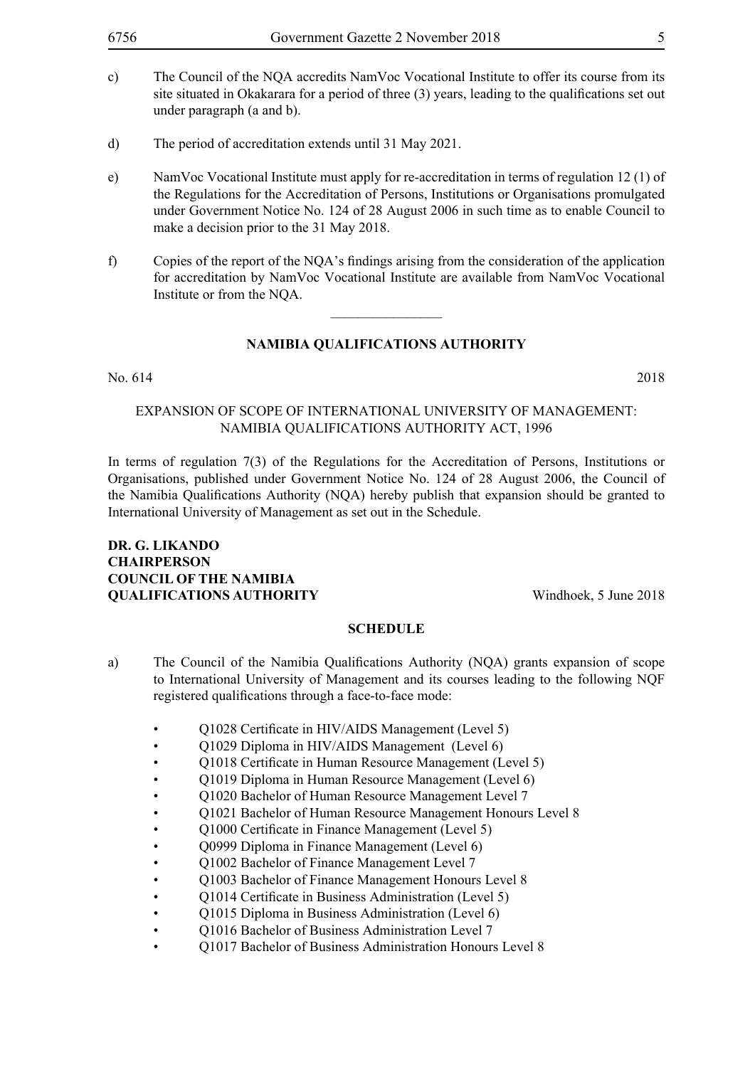c) The Council of the NQA accredits NamVoc Vocational Institute to offer its course from its site situated in Okakarara for a period of three (3) years, leading to the qualifications set out under paragraph (a and b).

d) The period of accreditation extends until 31 May 2021.

e) NamVoc Vocational Institute must apply for re-accreditation in terms of regulation 12 (1) of the Regulations for the Accreditation of Persons, Institutions or Organisations promulgated under Government Notice No. 124 of 28 August 2006 in such time as to enable Council to make a decision prior to the 31 May 2018.

f) Copies of the report of the NQA's findings arising from the consideration of the application for accreditation by NamVoc Vocational Institute are available from NamVoc Vocational Institute or from the NQA.

---

## NAMIBIA QUALIFICATIONS AUTHORITY

No. 614 2018

EXPANSION OF SCOPE OF INTERNATIONAL UNIVERSITY OF MANAGEMENT: NAMIBIA QUALIFICATIONS AUTHORITY ACT, 1996

In terms of regulation 7(3) of the Regulations for the Accreditation of Persons, Institutions or Organisations, published under Government Notice No. 124 of 28 August 2006, the Council of the Namibia Qualifications Authority (NQA) hereby publish that expansion should be granted to International University of Management as set out in the Schedule.

**DR. G. LIKANDO**
**CHAIRPERSON**
**COUNCIL OF THE NAMIBIA**
**QUALIFICATIONS AUTHORITY** Windhoek, 5 June 2018

### SCHEDULE

a) The Council of the Namibia Qualifications Authority (NQA) grants expansion of scope to International University of Management and its courses leading to the following NQF registered qualifications through a face-to-face mode:

- Q1028 Certificate in HIV/AIDS Management (Level 5)
- Q1029 Diploma in HIV/AIDS Management (Level 6)
- Q1018 Certificate in Human Resource Management (Level 5)
- Q1019 Diploma in Human Resource Management (Level 6)
- Q1020 Bachelor of Human Resource Management Level 7
- Q1021 Bachelor of Human Resource Management Honours Level 8
- Q1000 Certificate in Finance Management (Level 5)
- Q0999 Diploma in Finance Management (Level 6)
- Q1002 Bachelor of Finance Management Level 7
- Q1003 Bachelor of Finance Management Honours Level 8
- Q1014 Certificate in Business Administration (Level 5)
- Q1015 Diploma in Business Administration (Level 6)
- Q1016 Bachelor of Business Administration Level 7
- Q1017 Bachelor of Business Administration Honours Level 8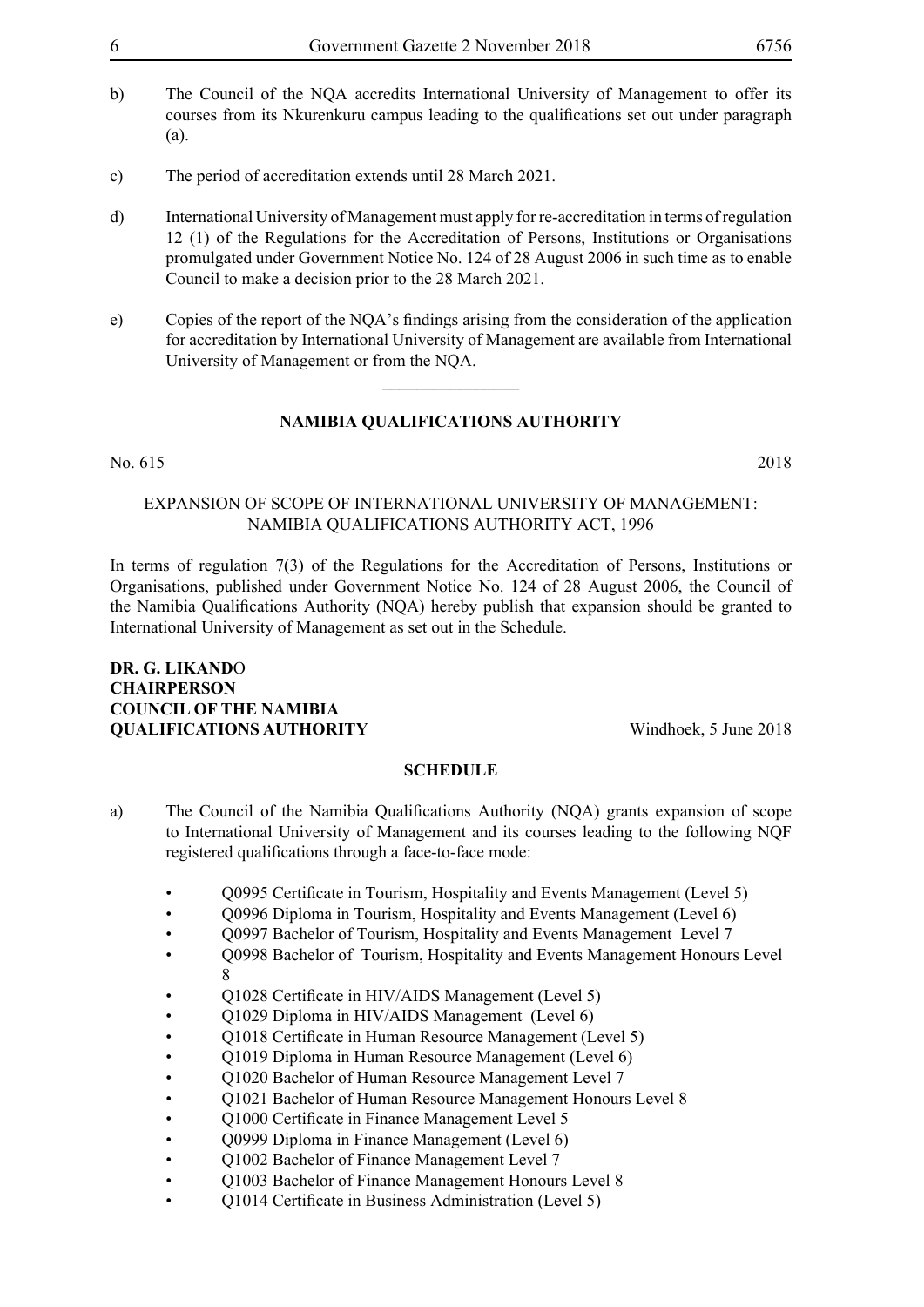b) The Council of the NQA accredits International University of Management to offer its courses from its Nkurenkuru campus leading to the qualifications set out under paragraph (a).

c) The period of accreditation extends until 28 March 2021.

d) International University of Management must apply for re-accreditation in terms of regulation 12 (1) of the Regulations for the Accreditation of Persons, Institutions or Organisations promulgated under Government Notice No. 124 of 28 August 2006 in such time as to enable Council to make a decision prior to the 28 March 2021.

e) Copies of the report of the NQA's findings arising from the consideration of the application for accreditation by International University of Management are available from International University of Management or from the NQA.

________________

## NAMIBIA QUALIFICATIONS AUTHORITY

No. 615 2018

### EXPANSION OF SCOPE OF INTERNATIONAL UNIVERSITY OF MANAGEMENT: NAMIBIA QUALIFICATIONS AUTHORITY ACT, 1996

In terms of regulation 7(3) of the Regulations for the Accreditation of Persons, Institutions or Organisations, published under Government Notice No. 124 of 28 August 2006, the Council of the Namibia Qualifications Authority (NQA) hereby publish that expansion should be granted to International University of Management as set out in the Schedule.

**DR. G. LIKANDO**
**CHAIRPERSON**
**COUNCIL OF THE NAMIBIA**
**QUALIFICATIONS AUTHORITY** Windhoek, 5 June 2018

### SCHEDULE

a) The Council of the Namibia Qualifications Authority (NQA) grants expansion of scope to International University of Management and its courses leading to the following NQF registered qualifications through a face-to-face mode:

- Q0995 Certificate in Tourism, Hospitality and Events Management (Level 5)
- Q0996 Diploma in Tourism, Hospitality and Events Management (Level 6)
- Q0997 Bachelor of Tourism, Hospitality and Events Management Level 7
- Q0998 Bachelor of Tourism, Hospitality and Events Management Honours Level 8
- Q1028 Certificate in HIV/AIDS Management (Level 5)
- Q1029 Diploma in HIV/AIDS Management (Level 6)
- Q1018 Certificate in Human Resource Management (Level 5)
- Q1019 Diploma in Human Resource Management (Level 6)
- Q1020 Bachelor of Human Resource Management Level 7
- Q1021 Bachelor of Human Resource Management Honours Level 8
- Q1000 Certificate in Finance Management Level 5
- Q0999 Diploma in Finance Management (Level 6)
- Q1002 Bachelor of Finance Management Level 7
- Q1003 Bachelor of Finance Management Honours Level 8
- Q1014 Certificate in Business Administration (Level 5)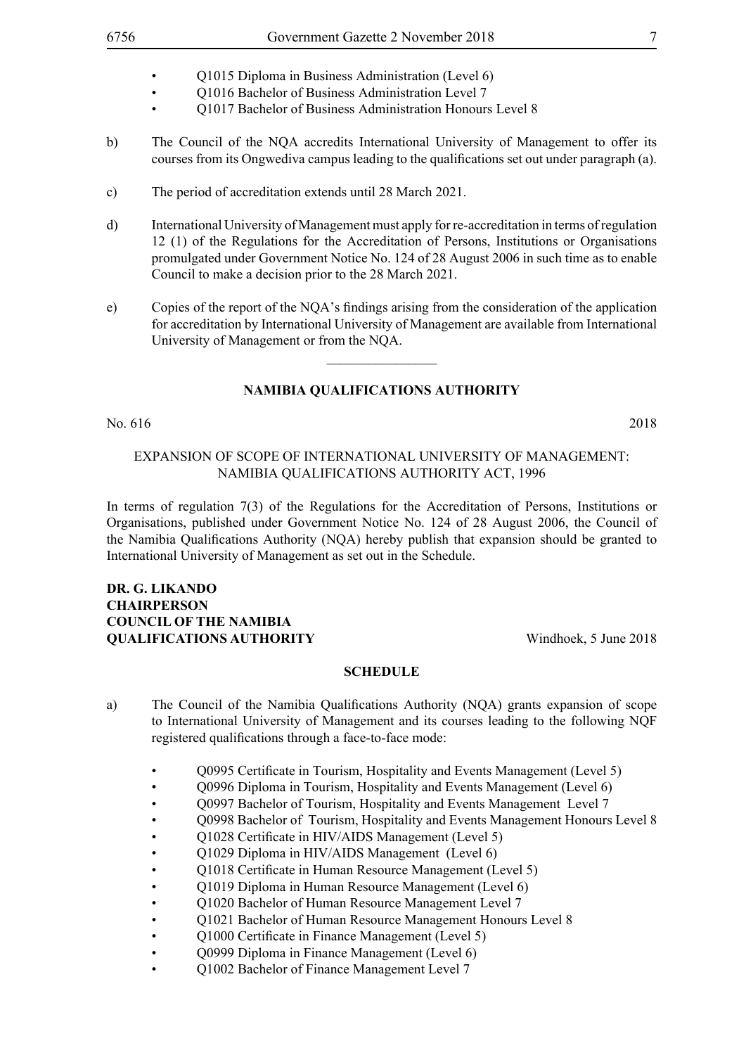- Q1015 Diploma in Business Administration (Level 6)
- Q1016 Bachelor of Business Administration Level 7
- Q1017 Bachelor of Business Administration Honours Level 8

b) The Council of the NQA accredits International University of Management to offer its courses from its Ongwediva campus leading to the qualifications set out under paragraph (a).

c) The period of accreditation extends until 28 March 2021.

d) International University of Management must apply for re-accreditation in terms of regulation 12 (1) of the Regulations for the Accreditation of Persons, Institutions or Organisations promulgated under Government Notice No. 124 of 28 August 2006 in such time as to enable Council to make a decision prior to the 28 March 2021.

e) Copies of the report of the NQA's findings arising from the consideration of the application for accreditation by International University of Management are available from International University of Management or from the NQA.

________________

**NAMIBIA QUALIFICATIONS AUTHORITY**

No. 616 2018

EXPANSION OF SCOPE OF INTERNATIONAL UNIVERSITY OF MANAGEMENT: NAMIBIA QUALIFICATIONS AUTHORITY ACT, 1996

In terms of regulation 7(3) of the Regulations for the Accreditation of Persons, Institutions or Organisations, published under Government Notice No. 124 of 28 August 2006, the Council of the Namibia Qualifications Authority (NQA) hereby publish that expansion should be granted to International University of Management as set out in the Schedule.

**DR. G. LIKANDO**
**CHAIRPERSON**
**COUNCIL OF THE NAMIBIA**
**QUALIFICATIONS AUTHORITY** Windhoek, 5 June 2018

**SCHEDULE**

a) The Council of the Namibia Qualifications Authority (NQA) grants expansion of scope to International University of Management and its courses leading to the following NQF registered qualifications through a face-to-face mode:

- Q0995 Certificate in Tourism, Hospitality and Events Management (Level 5)
- Q0996 Diploma in Tourism, Hospitality and Events Management (Level 6)
- Q0997 Bachelor of Tourism, Hospitality and Events Management Level 7
- Q0998 Bachelor of Tourism, Hospitality and Events Management Honours Level 8
- Q1028 Certificate in HIV/AIDS Management (Level 5)
- Q1029 Diploma in HIV/AIDS Management (Level 6)
- Q1018 Certificate in Human Resource Management (Level 5)
- Q1019 Diploma in Human Resource Management (Level 6)
- Q1020 Bachelor of Human Resource Management Level 7
- Q1021 Bachelor of Human Resource Management Honours Level 8
- Q1000 Certificate in Finance Management (Level 5)
- Q0999 Diploma in Finance Management (Level 6)
- Q1002 Bachelor of Finance Management Level 7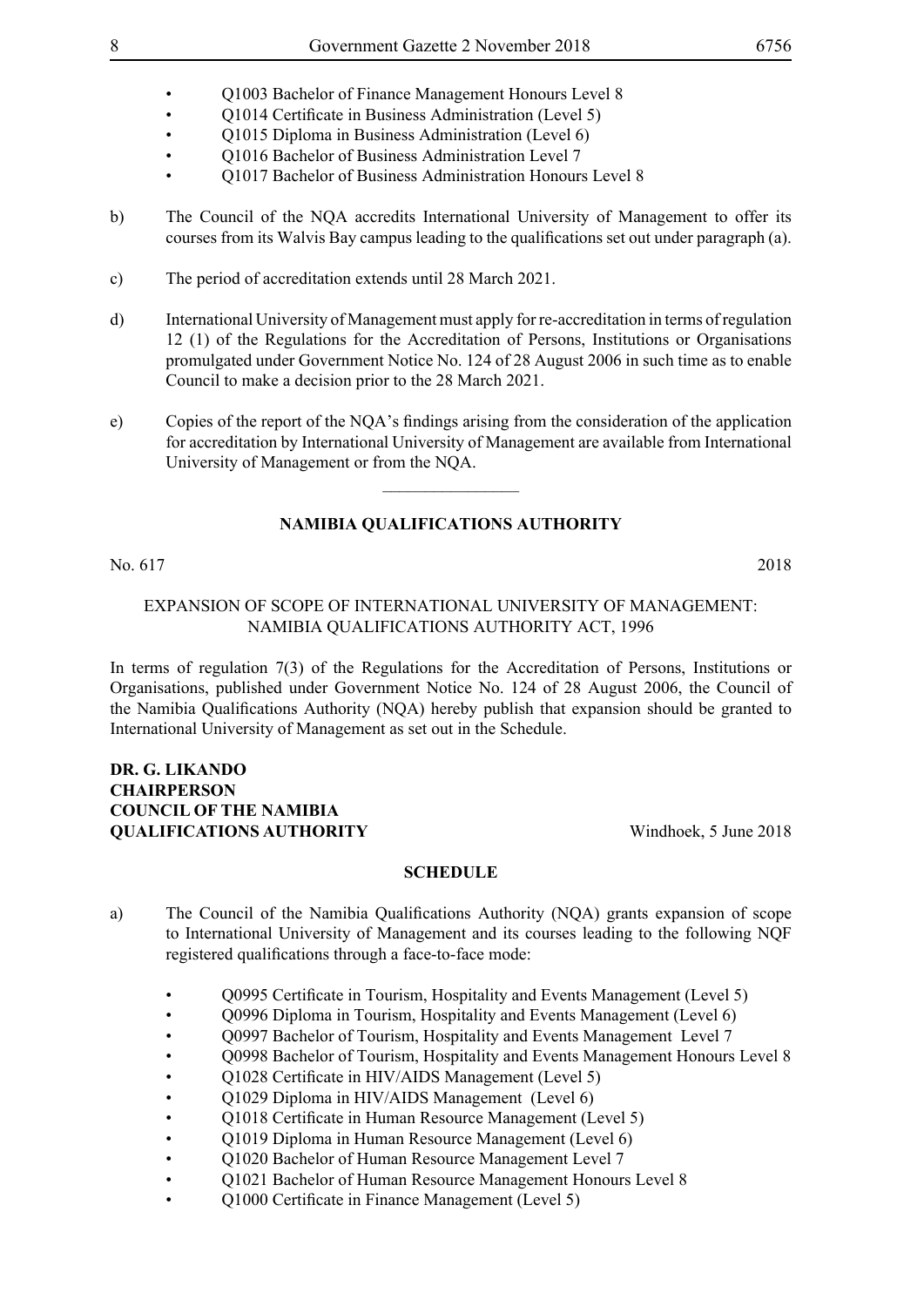- Q1003 Bachelor of Finance Management Honours Level 8
- Q1014 Certificate in Business Administration (Level 5)
- Q1015 Diploma in Business Administration (Level 6)
- Q1016 Bachelor of Business Administration Level 7
- Q1017 Bachelor of Business Administration Honours Level 8

b) The Council of the NQA accredits International University of Management to offer its courses from its Walvis Bay campus leading to the qualifications set out under paragraph (a).

c) The period of accreditation extends until 28 March 2021.

d) International University of Management must apply for re-accreditation in terms of regulation 12 (1) of the Regulations for the Accreditation of Persons, Institutions or Organisations promulgated under Government Notice No. 124 of 28 August 2006 in such time as to enable Council to make a decision prior to the 28 March 2021.

e) Copies of the report of the NQA's findings arising from the consideration of the application for accreditation by International University of Management are available from International University of Management or from the NQA.

---

## NAMIBIA QUALIFICATIONS AUTHORITY

No. 617 2018

EXPANSION OF SCOPE OF INTERNATIONAL UNIVERSITY OF MANAGEMENT: NAMIBIA QUALIFICATIONS AUTHORITY ACT, 1996

In terms of regulation 7(3) of the Regulations for the Accreditation of Persons, Institutions or Organisations, published under Government Notice No. 124 of 28 August 2006, the Council of the Namibia Qualifications Authority (NQA) hereby publish that expansion should be granted to International University of Management as set out in the Schedule.

**DR. G. LIKANDO**
**CHAIRPERSON**
**COUNCIL OF THE NAMIBIA**
**QUALIFICATIONS AUTHORITY** Windhoek, 5 June 2018

**SCHEDULE**

a) The Council of the Namibia Qualifications Authority (NQA) grants expansion of scope to International University of Management and its courses leading to the following NQF registered qualifications through a face-to-face mode:

- Q0995 Certificate in Tourism, Hospitality and Events Management (Level 5)
- Q0996 Diploma in Tourism, Hospitality and Events Management (Level 6)
- Q0997 Bachelor of Tourism, Hospitality and Events Management Level 7
- Q0998 Bachelor of Tourism, Hospitality and Events Management Honours Level 8
- Q1028 Certificate in HIV/AIDS Management (Level 5)
- Q1029 Diploma in HIV/AIDS Management (Level 6)
- Q1018 Certificate in Human Resource Management (Level 5)
- Q1019 Diploma in Human Resource Management (Level 6)
- Q1020 Bachelor of Human Resource Management Level 7
- Q1021 Bachelor of Human Resource Management Honours Level 8
- Q1000 Certificate in Finance Management (Level 5)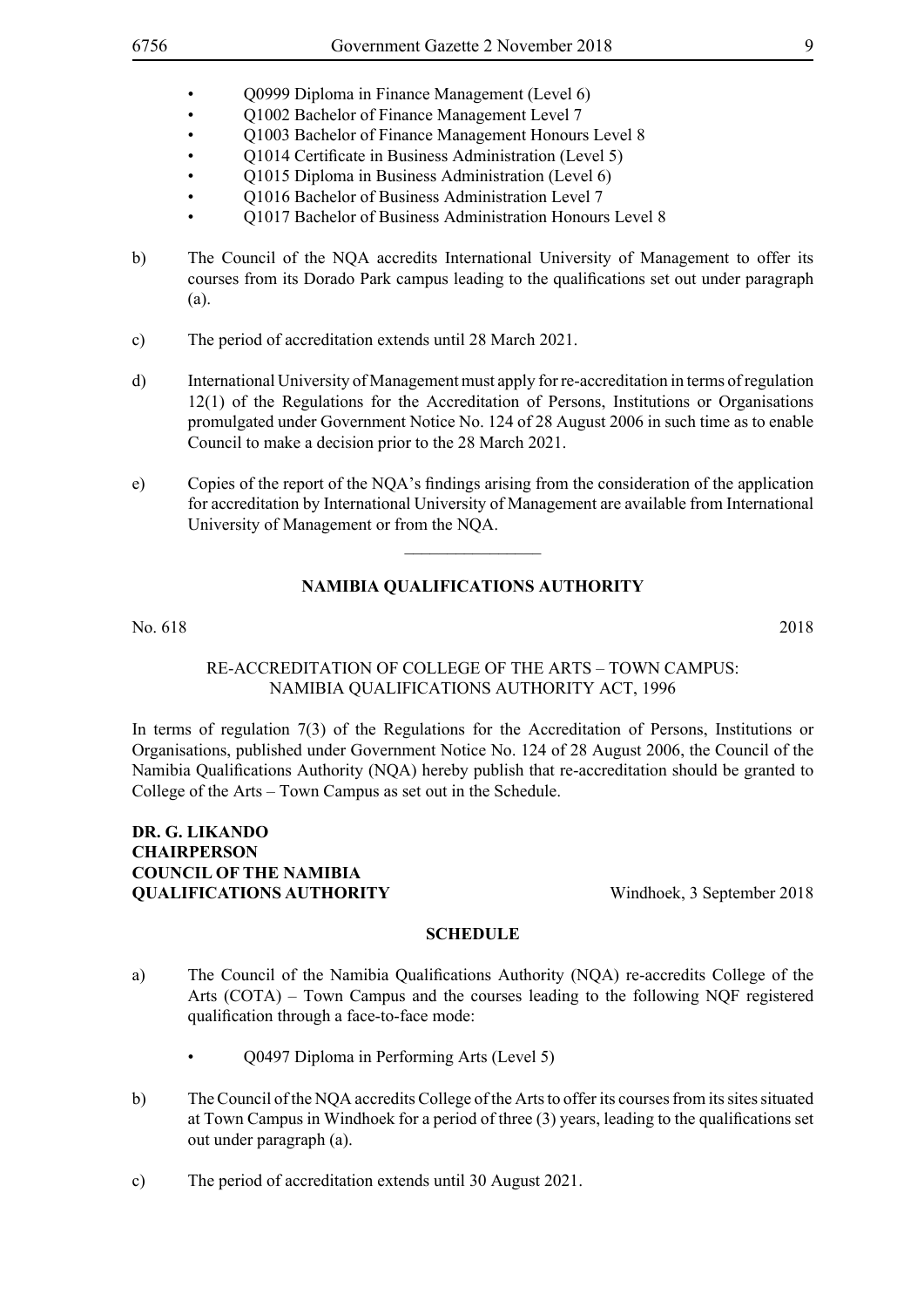- Q0999 Diploma in Finance Management (Level 6)
- Q1002 Bachelor of Finance Management Level 7
- Q1003 Bachelor of Finance Management Honours Level 8
- Q1014 Certificate in Business Administration (Level 5)
- Q1015 Diploma in Business Administration (Level 6)
- Q1016 Bachelor of Business Administration Level 7
- Q1017 Bachelor of Business Administration Honours Level 8

b) The Council of the NQA accredits International University of Management to offer its courses from its Dorado Park campus leading to the qualifications set out under paragraph (a).

c) The period of accreditation extends until 28 March 2021.

d) International University of Management must apply for re-accreditation in terms of regulation 12(1) of the Regulations for the Accreditation of Persons, Institutions or Organisations promulgated under Government Notice No. 124 of 28 August 2006 in such time as to enable Council to make a decision prior to the 28 March 2021.

e) Copies of the report of the NQA's findings arising from the consideration of the application for accreditation by International University of Management are available from International University of Management or from the NQA.

---

## NAMIBIA QUALIFICATIONS AUTHORITY

No. 618 2018

RE-ACCREDITATION OF COLLEGE OF THE ARTS – TOWN CAMPUS: NAMIBIA QUALIFICATIONS AUTHORITY ACT, 1996

In terms of regulation 7(3) of the Regulations for the Accreditation of Persons, Institutions or Organisations, published under Government Notice No. 124 of 28 August 2006, the Council of the Namibia Qualifications Authority (NQA) hereby publish that re-accreditation should be granted to College of the Arts – Town Campus as set out in the Schedule.

**DR. G. LIKANDO**
**CHAIRPERSON**
**COUNCIL OF THE NAMIBIA**
**QUALIFICATIONS AUTHORITY** Windhoek, 3 September 2018

### SCHEDULE

a) The Council of the Namibia Qualifications Authority (NQA) re-accredits College of the Arts (COTA) – Town Campus and the courses leading to the following NQF registered qualification through a face-to-face mode:

- Q0497 Diploma in Performing Arts (Level 5)

b) The Council of the NQA accredits College of the Arts to offer its courses from its sites situated at Town Campus in Windhoek for a period of three (3) years, leading to the qualifications set out under paragraph (a).

c) The period of accreditation extends until 30 August 2021.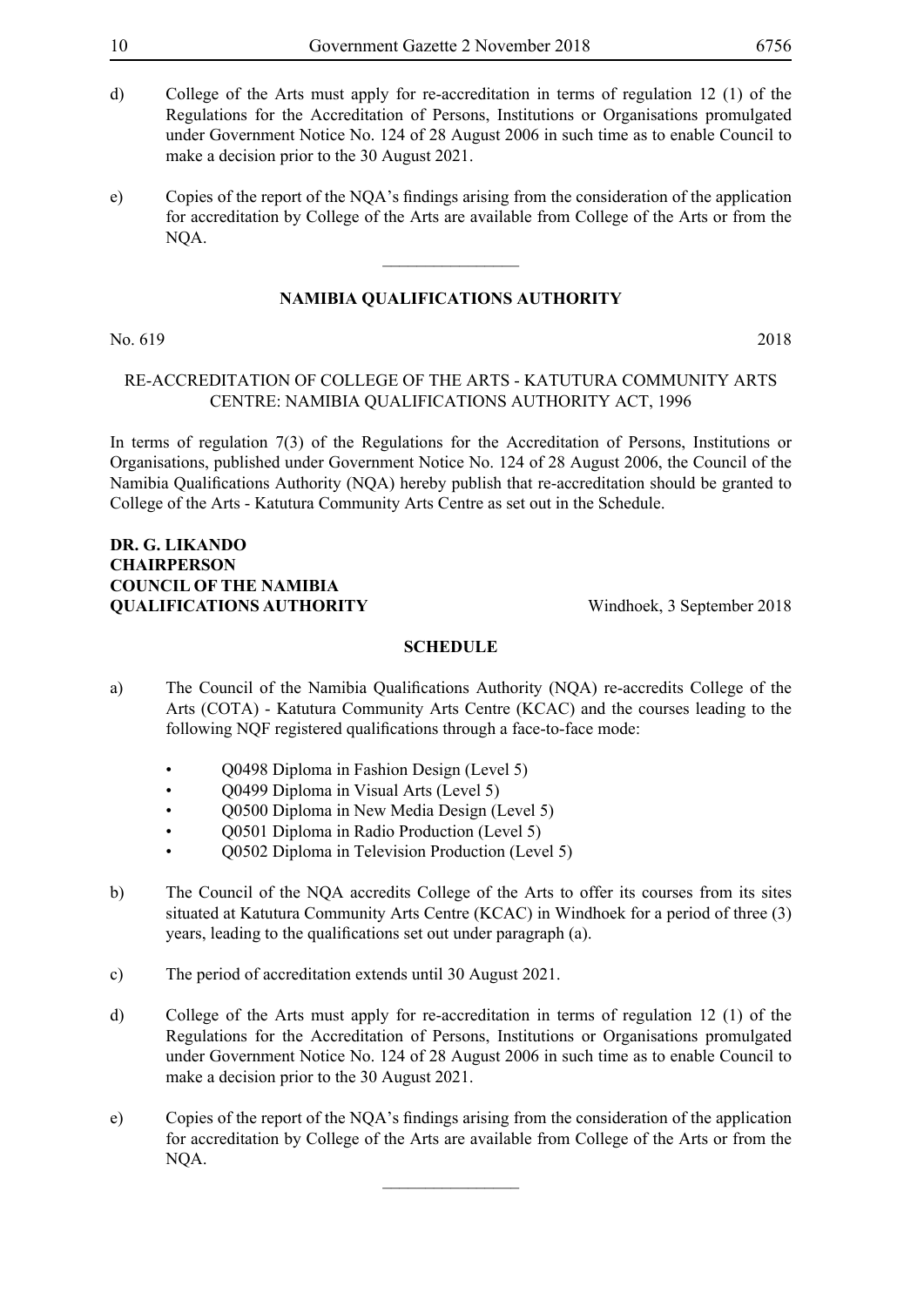d) College of the Arts must apply for re-accreditation in terms of regulation 12 (1) of the Regulations for the Accreditation of Persons, Institutions or Organisations promulgated under Government Notice No. 124 of 28 August 2006 in such time as to enable Council to make a decision prior to the 30 August 2021.

e) Copies of the report of the NQA's findings arising from the consideration of the application for accreditation by College of the Arts are available from College of the Arts or from the NQA.

---

## NAMIBIA QUALIFICATIONS AUTHORITY

No. 619 2018

RE-ACCREDITATION OF COLLEGE OF THE ARTS - KATUTURA COMMUNITY ARTS CENTRE: NAMIBIA QUALIFICATIONS AUTHORITY ACT, 1996

In terms of regulation 7(3) of the Regulations for the Accreditation of Persons, Institutions or Organisations, published under Government Notice No. 124 of 28 August 2006, the Council of the Namibia Qualifications Authority (NQA) hereby publish that re-accreditation should be granted to College of the Arts - Katutura Community Arts Centre as set out in the Schedule.

**DR. G. LIKANDO**
**CHAIRPERSON**
**COUNCIL OF THE NAMIBIA**
**QUALIFICATIONS AUTHORITY** Windhoek, 3 September 2018

### SCHEDULE

a) The Council of the Namibia Qualifications Authority (NQA) re-accredits College of the Arts (COTA) - Katutura Community Arts Centre (KCAC) and the courses leading to the following NQF registered qualifications through a face-to-face mode:

- Q0498 Diploma in Fashion Design (Level 5)
- Q0499 Diploma in Visual Arts (Level 5)
- Q0500 Diploma in New Media Design (Level 5)
- Q0501 Diploma in Radio Production (Level 5)
- Q0502 Diploma in Television Production (Level 5)

b) The Council of the NQA accredits College of the Arts to offer its courses from its sites situated at Katutura Community Arts Centre (KCAC) in Windhoek for a period of three (3) years, leading to the qualifications set out under paragraph (a).

c) The period of accreditation extends until 30 August 2021.

d) College of the Arts must apply for re-accreditation in terms of regulation 12 (1) of the Regulations for the Accreditation of Persons, Institutions or Organisations promulgated under Government Notice No. 124 of 28 August 2006 in such time as to enable Council to make a decision prior to the 30 August 2021.

e) Copies of the report of the NQA's findings arising from the consideration of the application for accreditation by College of the Arts are available from College of the Arts or from the NQA.

---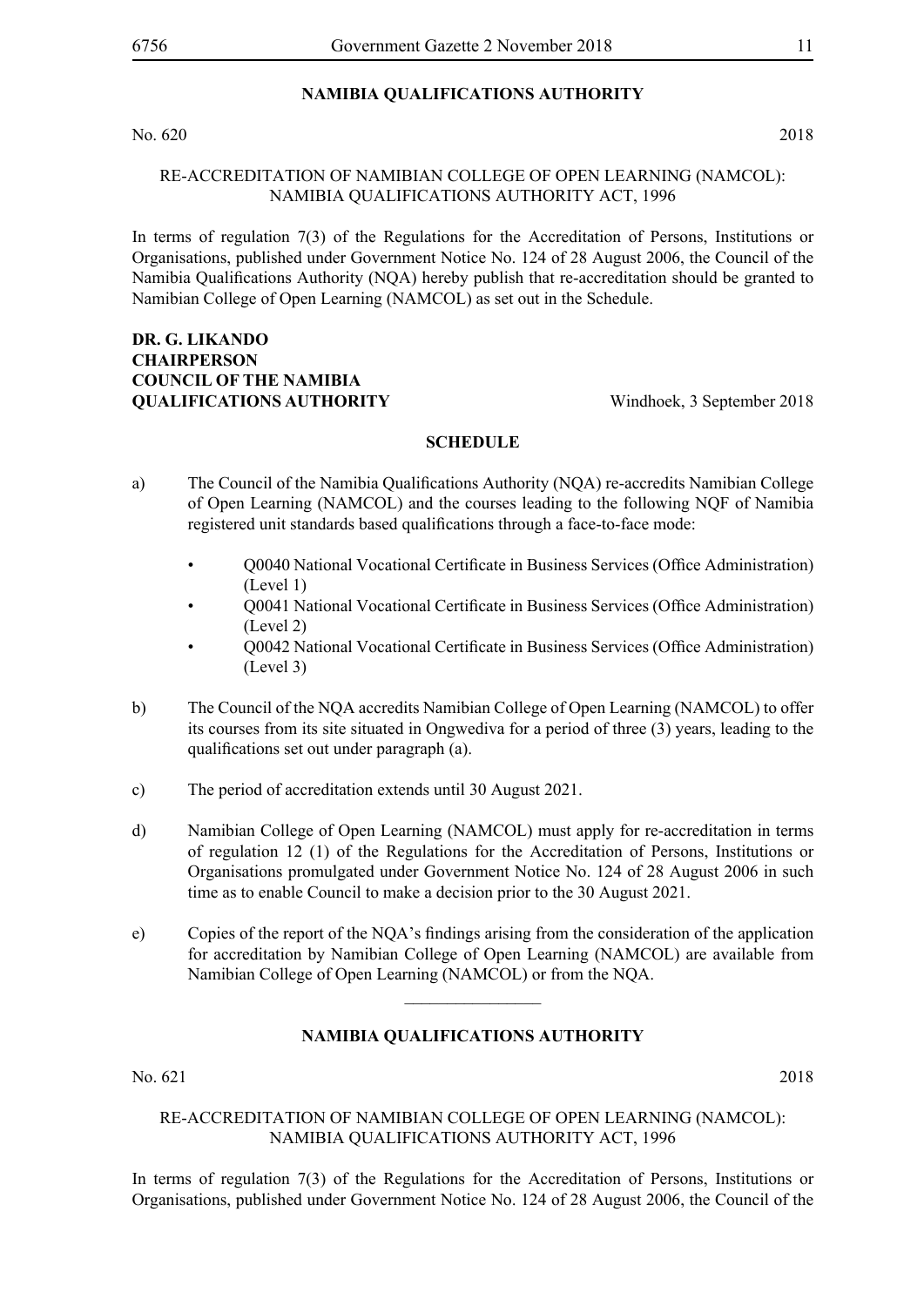## NAMIBIA QUALIFICATIONS AUTHORITY

No. 620 2018

RE-ACCREDITATION OF NAMIBIAN COLLEGE OF OPEN LEARNING (NAMCOL): NAMIBIA QUALIFICATIONS AUTHORITY ACT, 1996

In terms of regulation 7(3) of the Regulations for the Accreditation of Persons, Institutions or Organisations, published under Government Notice No. 124 of 28 August 2006, the Council of the Namibia Qualifications Authority (NQA) hereby publish that re-accreditation should be granted to Namibian College of Open Learning (NAMCOL) as set out in the Schedule.

**DR. G. LIKANDO**
**CHAIRPERSON**
**COUNCIL OF THE NAMIBIA**
**QUALIFICATIONS AUTHORITY** Windhoek, 3 September 2018

### SCHEDULE

a) The Council of the Namibia Qualifications Authority (NQA) re-accredits Namibian College of Open Learning (NAMCOL) and the courses leading to the following NQF of Namibia registered unit standards based qualifications through a face-to-face mode:

- Q0040 National Vocational Certificate in Business Services (Office Administration) (Level 1)
- Q0041 National Vocational Certificate in Business Services (Office Administration) (Level 2)
- Q0042 National Vocational Certificate in Business Services (Office Administration) (Level 3)

b) The Council of the NQA accredits Namibian College of Open Learning (NAMCOL) to offer its courses from its site situated in Ongwediva for a period of three (3) years, leading to the qualifications set out under paragraph (a).

c) The period of accreditation extends until 30 August 2021.

d) Namibian College of Open Learning (NAMCOL) must apply for re-accreditation in terms of regulation 12 (1) of the Regulations for the Accreditation of Persons, Institutions or Organisations promulgated under Government Notice No. 124 of 28 August 2006 in such time as to enable Council to make a decision prior to the 30 August 2021.

e) Copies of the report of the NQA's findings arising from the consideration of the application for accreditation by Namibian College of Open Learning (NAMCOL) are available from Namibian College of Open Learning (NAMCOL) or from the NQA.

---

## NAMIBIA QUALIFICATIONS AUTHORITY

No. 621 2018

RE-ACCREDITATION OF NAMIBIAN COLLEGE OF OPEN LEARNING (NAMCOL): NAMIBIA QUALIFICATIONS AUTHORITY ACT, 1996

In terms of regulation 7(3) of the Regulations for the Accreditation of Persons, Institutions or Organisations, published under Government Notice No. 124 of 28 August 2006, the Council of the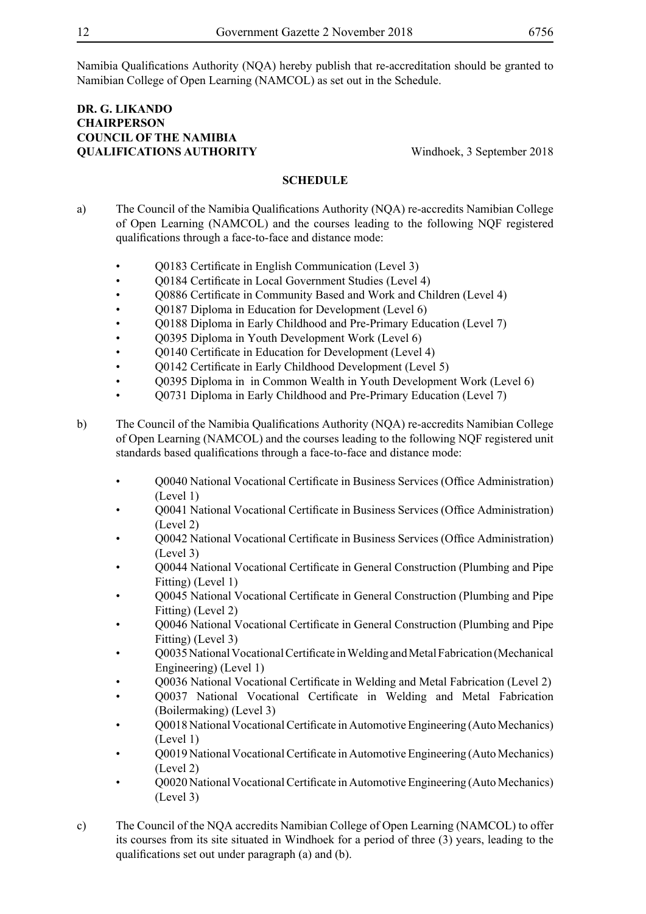Namibia Qualifications Authority (NQA) hereby publish that re-accreditation should be granted to Namibian College of Open Learning (NAMCOL) as set out in the Schedule.

**DR. G. LIKANDO**
**CHAIRPERSON**
**COUNCIL OF THE NAMIBIA**
**QUALIFICATIONS AUTHORITY** Windhoek, 3 September 2018

**SCHEDULE**

a) The Council of the Namibia Qualifications Authority (NQA) re-accredits Namibian College of Open Learning (NAMCOL) and the courses leading to the following NQF registered qualifications through a face-to-face and distance mode:

- Q0183 Certificate in English Communication (Level 3)
- Q0184 Certificate in Local Government Studies (Level 4)
- Q0886 Certificate in Community Based and Work and Children (Level 4)
- Q0187 Diploma in Education for Development (Level 6)
- Q0188 Diploma in Early Childhood and Pre-Primary Education (Level 7)
- Q0395 Diploma in Youth Development Work (Level 6)
- Q0140 Certificate in Education for Development (Level 4)
- Q0142 Certificate in Early Childhood Development (Level 5)
- Q0395 Diploma in in Common Wealth in Youth Development Work (Level 6)
- Q0731 Diploma in Early Childhood and Pre-Primary Education (Level 7)

b) The Council of the Namibia Qualifications Authority (NQA) re-accredits Namibian College of Open Learning (NAMCOL) and the courses leading to the following NQF registered unit standards based qualifications through a face-to-face and distance mode:

- Q0040 National Vocational Certificate in Business Services (Office Administration) (Level 1)
- Q0041 National Vocational Certificate in Business Services (Office Administration) (Level 2)
- Q0042 National Vocational Certificate in Business Services (Office Administration) (Level 3)
- Q0044 National Vocational Certificate in General Construction (Plumbing and Pipe Fitting) (Level 1)
- Q0045 National Vocational Certificate in General Construction (Plumbing and Pipe Fitting) (Level 2)
- Q0046 National Vocational Certificate in General Construction (Plumbing and Pipe Fitting) (Level 3)
- Q0035 National Vocational Certificate in Welding and Metal Fabrication (Mechanical Engineering) (Level 1)
- Q0036 National Vocational Certificate in Welding and Metal Fabrication (Level 2)
- Q0037 National Vocational Certificate in Welding and Metal Fabrication (Boilermaking) (Level 3)
- Q0018 National Vocational Certificate in Automotive Engineering (Auto Mechanics) (Level 1)
- Q0019 National Vocational Certificate in Automotive Engineering (Auto Mechanics) (Level 2)
- Q0020 National Vocational Certificate in Automotive Engineering (Auto Mechanics) (Level 3)

c) The Council of the NQA accredits Namibian College of Open Learning (NAMCOL) to offer its courses from its site situated in Windhoek for a period of three (3) years, leading to the qualifications set out under paragraph (a) and (b).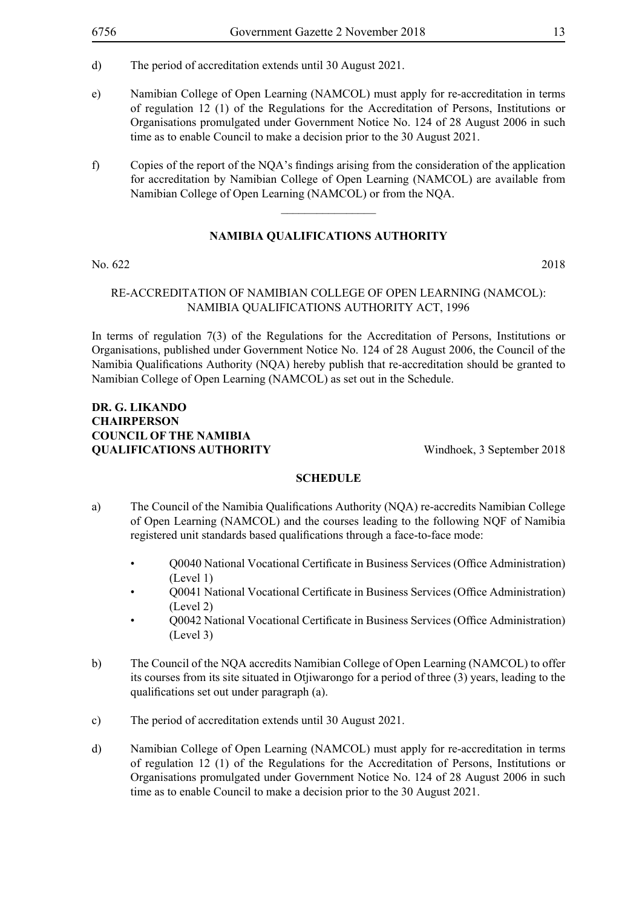d) The period of accreditation extends until 30 August 2021.

e) Namibian College of Open Learning (NAMCOL) must apply for re-accreditation in terms of regulation 12 (1) of the Regulations for the Accreditation of Persons, Institutions or Organisations promulgated under Government Notice No. 124 of 28 August 2006 in such time as to enable Council to make a decision prior to the 30 August 2021.

f) Copies of the report of the NQA's findings arising from the consideration of the application for accreditation by Namibian College of Open Learning (NAMCOL) are available from Namibian College of Open Learning (NAMCOL) or from the NQA.

---

## NAMIBIA QUALIFICATIONS AUTHORITY

No. 622 2018

RE-ACCREDITATION OF NAMIBIAN COLLEGE OF OPEN LEARNING (NAMCOL): NAMIBIA QUALIFICATIONS AUTHORITY ACT, 1996

In terms of regulation 7(3) of the Regulations for the Accreditation of Persons, Institutions or Organisations, published under Government Notice No. 124 of 28 August 2006, the Council of the Namibia Qualifications Authority (NQA) hereby publish that re-accreditation should be granted to Namibian College of Open Learning (NAMCOL) as set out in the Schedule.

**DR. G. LIKANDO**
**CHAIRPERSON**
**COUNCIL OF THE NAMIBIA**
**QUALIFICATIONS AUTHORITY** Windhoek, 3 September 2018

### SCHEDULE

a) The Council of the Namibia Qualifications Authority (NQA) re-accredits Namibian College of Open Learning (NAMCOL) and the courses leading to the following NQF of Namibia registered unit standards based qualifications through a face-to-face mode:

- Q0040 National Vocational Certificate in Business Services (Office Administration) (Level 1)
- Q0041 National Vocational Certificate in Business Services (Office Administration) (Level 2)
- Q0042 National Vocational Certificate in Business Services (Office Administration) (Level 3)

b) The Council of the NQA accredits Namibian College of Open Learning (NAMCOL) to offer its courses from its site situated in Otjiwarongo for a period of three (3) years, leading to the qualifications set out under paragraph (a).

c) The period of accreditation extends until 30 August 2021.

d) Namibian College of Open Learning (NAMCOL) must apply for re-accreditation in terms of regulation 12 (1) of the Regulations for the Accreditation of Persons, Institutions or Organisations promulgated under Government Notice No. 124 of 28 August 2006 in such time as to enable Council to make a decision prior to the 30 August 2021.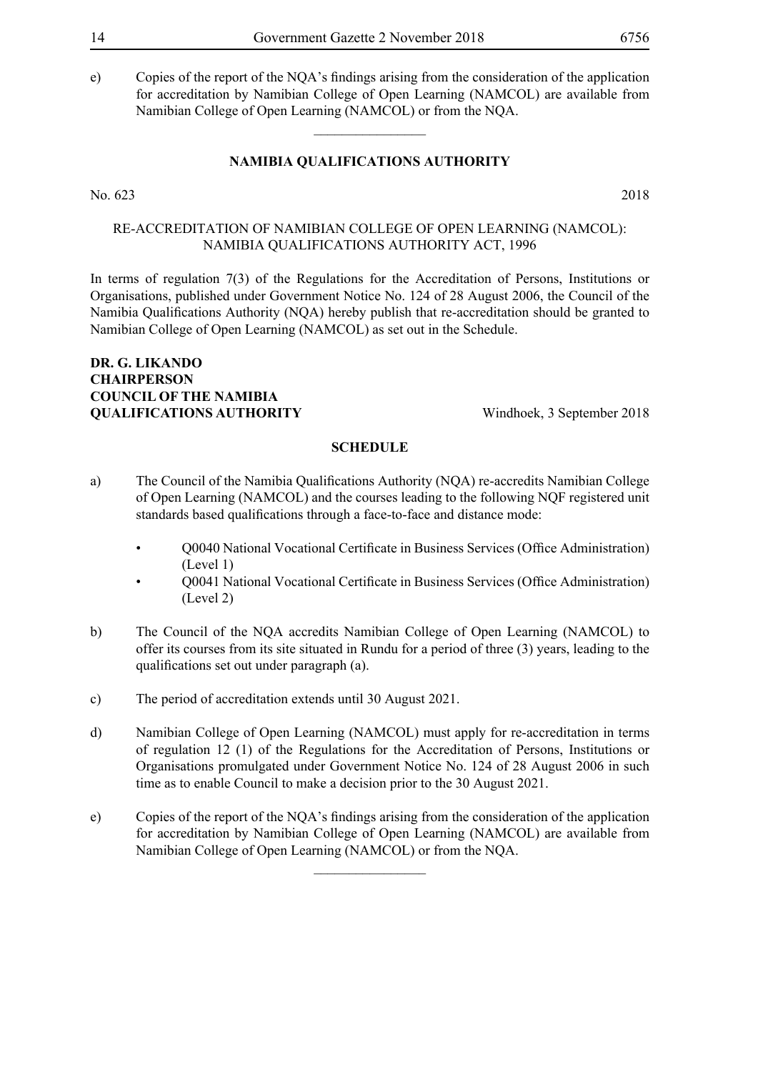e) Copies of the report of the NQA's findings arising from the consideration of the application for accreditation by Namibian College of Open Learning (NAMCOL) are available from Namibian College of Open Learning (NAMCOL) or from the NQA.

---

## NAMIBIA QUALIFICATIONS AUTHORITY

No. 623 2018

RE-ACCREDITATION OF NAMIBIAN COLLEGE OF OPEN LEARNING (NAMCOL): NAMIBIA QUALIFICATIONS AUTHORITY ACT, 1996

In terms of regulation 7(3) of the Regulations for the Accreditation of Persons, Institutions or Organisations, published under Government Notice No. 124 of 28 August 2006, the Council of the Namibia Qualifications Authority (NQA) hereby publish that re-accreditation should be granted to Namibian College of Open Learning (NAMCOL) as set out in the Schedule.

**DR. G. LIKANDO**
**CHAIRPERSON**
**COUNCIL OF THE NAMIBIA**
**QUALIFICATIONS AUTHORITY** Windhoek, 3 September 2018

### SCHEDULE

a) The Council of the Namibia Qualifications Authority (NQA) re-accredits Namibian College of Open Learning (NAMCOL) and the courses leading to the following NQF registered unit standards based qualifications through a face-to-face and distance mode:

- Q0040 National Vocational Certificate in Business Services (Office Administration) (Level 1)
- Q0041 National Vocational Certificate in Business Services (Office Administration) (Level 2)

b) The Council of the NQA accredits Namibian College of Open Learning (NAMCOL) to offer its courses from its site situated in Rundu for a period of three (3) years, leading to the qualifications set out under paragraph (a).

c) The period of accreditation extends until 30 August 2021.

d) Namibian College of Open Learning (NAMCOL) must apply for re-accreditation in terms of regulation 12 (1) of the Regulations for the Accreditation of Persons, Institutions or Organisations promulgated under Government Notice No. 124 of 28 August 2006 in such time as to enable Council to make a decision prior to the 30 August 2021.

e) Copies of the report of the NQA's findings arising from the consideration of the application for accreditation by Namibian College of Open Learning (NAMCOL) are available from Namibian College of Open Learning (NAMCOL) or from the NQA.

---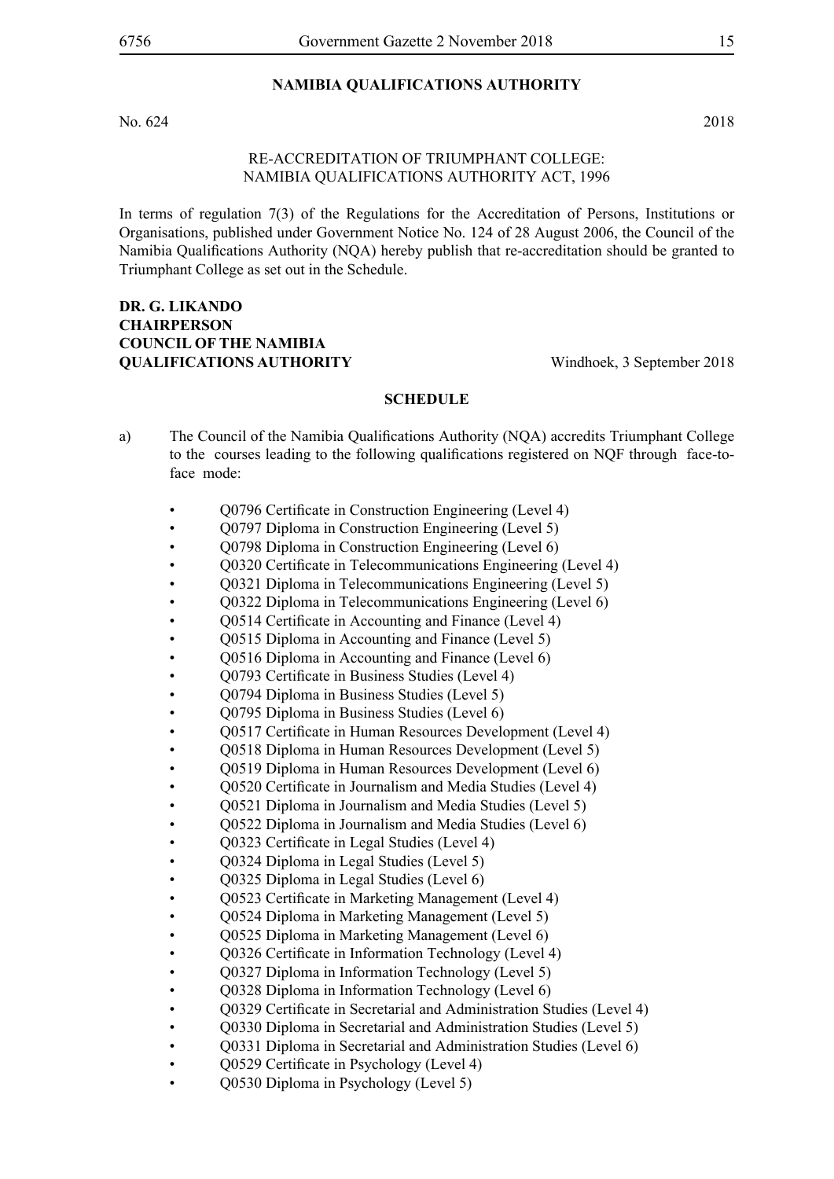## NAMIBIA QUALIFICATIONS AUTHORITY

No. 624 2018

RE-ACCREDITATION OF TRIUMPHANT COLLEGE:
NAMIBIA QUALIFICATIONS AUTHORITY ACT, 1996

In terms of regulation 7(3) of the Regulations for the Accreditation of Persons, Institutions or Organisations, published under Government Notice No. 124 of 28 August 2006, the Council of the Namibia Qualifications Authority (NQA) hereby publish that re-accreditation should be granted to Triumphant College as set out in the Schedule.

**DR. G. LIKANDO**
**CHAIRPERSON**
**COUNCIL OF THE NAMIBIA**
**QUALIFICATIONS AUTHORITY** Windhoek, 3 September 2018

### SCHEDULE

a) The Council of the Namibia Qualifications Authority (NQA) accredits Triumphant College to the courses leading to the following qualifications registered on NQF through face-to-face mode:

- Q0796 Certificate in Construction Engineering (Level 4)
- Q0797 Diploma in Construction Engineering (Level 5)
- Q0798 Diploma in Construction Engineering (Level 6)
- Q0320 Certificate in Telecommunications Engineering (Level 4)
- Q0321 Diploma in Telecommunications Engineering (Level 5)
- Q0322 Diploma in Telecommunications Engineering (Level 6)
- Q0514 Certificate in Accounting and Finance (Level 4)
- Q0515 Diploma in Accounting and Finance (Level 5)
- Q0516 Diploma in Accounting and Finance (Level 6)
- Q0793 Certificate in Business Studies (Level 4)
- Q0794 Diploma in Business Studies (Level 5)
- Q0795 Diploma in Business Studies (Level 6)
- Q0517 Certificate in Human Resources Development (Level 4)
- Q0518 Diploma in Human Resources Development (Level 5)
- Q0519 Diploma in Human Resources Development (Level 6)
- Q0520 Certificate in Journalism and Media Studies (Level 4)
- Q0521 Diploma in Journalism and Media Studies (Level 5)
- Q0522 Diploma in Journalism and Media Studies (Level 6)
- Q0323 Certificate in Legal Studies (Level 4)
- Q0324 Diploma in Legal Studies (Level 5)
- Q0325 Diploma in Legal Studies (Level 6)
- Q0523 Certificate in Marketing Management (Level 4)
- Q0524 Diploma in Marketing Management (Level 5)
- Q0525 Diploma in Marketing Management (Level 6)
- Q0326 Certificate in Information Technology (Level 4)
- Q0327 Diploma in Information Technology (Level 5)
- Q0328 Diploma in Information Technology (Level 6)
- Q0329 Certificate in Secretarial and Administration Studies (Level 4)
- Q0330 Diploma in Secretarial and Administration Studies (Level 5)
- Q0331 Diploma in Secretarial and Administration Studies (Level 6)
- Q0529 Certificate in Psychology (Level 4)
- Q0530 Diploma in Psychology (Level 5)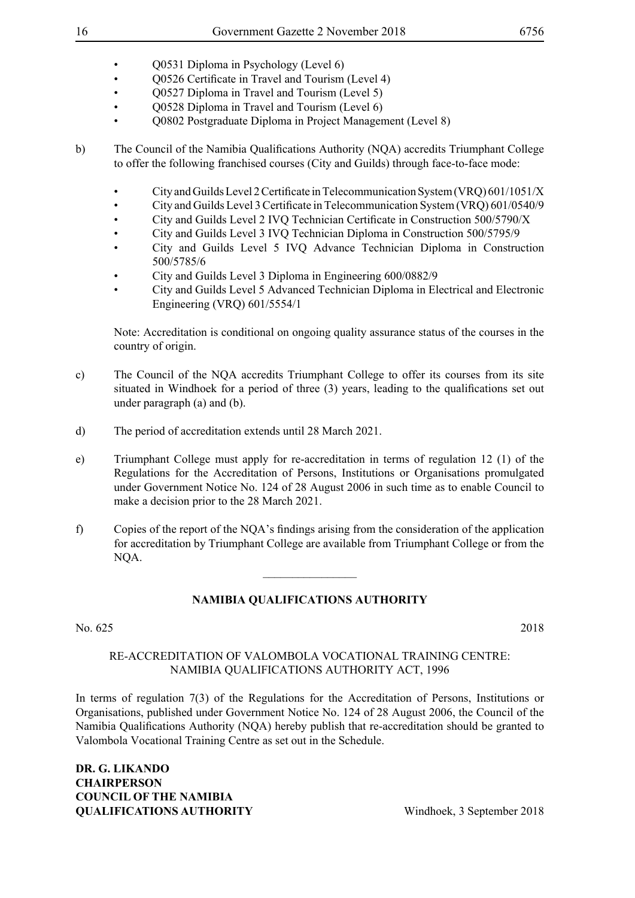- Q0531 Diploma in Psychology (Level 6)
- Q0526 Certificate in Travel and Tourism (Level 4)
- Q0527 Diploma in Travel and Tourism (Level 5)
- Q0528 Diploma in Travel and Tourism (Level 6)
- Q0802 Postgraduate Diploma in Project Management (Level 8)

b) The Council of the Namibia Qualifications Authority (NQA) accredits Triumphant College to offer the following franchised courses (City and Guilds) through face-to-face mode:

- City and Guilds Level 2 Certificate in Telecommunication System (VRQ) 601/1051/X
- City and Guilds Level 3 Certificate in Telecommunication System (VRQ) 601/0540/9
- City and Guilds Level 2 IVQ Technician Certificate in Construction 500/5790/X
- City and Guilds Level 3 IVQ Technician Diploma in Construction 500/5795/9
- City and Guilds Level 5 IVQ Advance Technician Diploma in Construction 500/5785/6
- City and Guilds Level 3 Diploma in Engineering 600/0882/9
- City and Guilds Level 5 Advanced Technician Diploma in Electrical and Electronic Engineering (VRQ) 601/5554/1

Note: Accreditation is conditional on ongoing quality assurance status of the courses in the country of origin.

c) The Council of the NQA accredits Triumphant College to offer its courses from its site situated in Windhoek for a period of three (3) years, leading to the qualifications set out under paragraph (a) and (b).

d) The period of accreditation extends until 28 March 2021.

e) Triumphant College must apply for re-accreditation in terms of regulation 12 (1) of the Regulations for the Accreditation of Persons, Institutions or Organisations promulgated under Government Notice No. 124 of 28 August 2006 in such time as to enable Council to make a decision prior to the 28 March 2021.

f) Copies of the report of the NQA's findings arising from the consideration of the application for accreditation by Triumphant College are available from Triumphant College or from the NQA.

---

## NAMIBIA QUALIFICATIONS AUTHORITY

No. 625 2018

RE-ACCREDITATION OF VALOMBOLA VOCATIONAL TRAINING CENTRE: NAMIBIA QUALIFICATIONS AUTHORITY ACT, 1996

In terms of regulation 7(3) of the Regulations for the Accreditation of Persons, Institutions or Organisations, published under Government Notice No. 124 of 28 August 2006, the Council of the Namibia Qualifications Authority (NQA) hereby publish that re-accreditation should be granted to Valombola Vocational Training Centre as set out in the Schedule.

**DR. G. LIKANDO**
**CHAIRPERSON**
**COUNCIL OF THE NAMIBIA**
**QUALIFICATIONS AUTHORITY**

Windhoek, 3 September 2018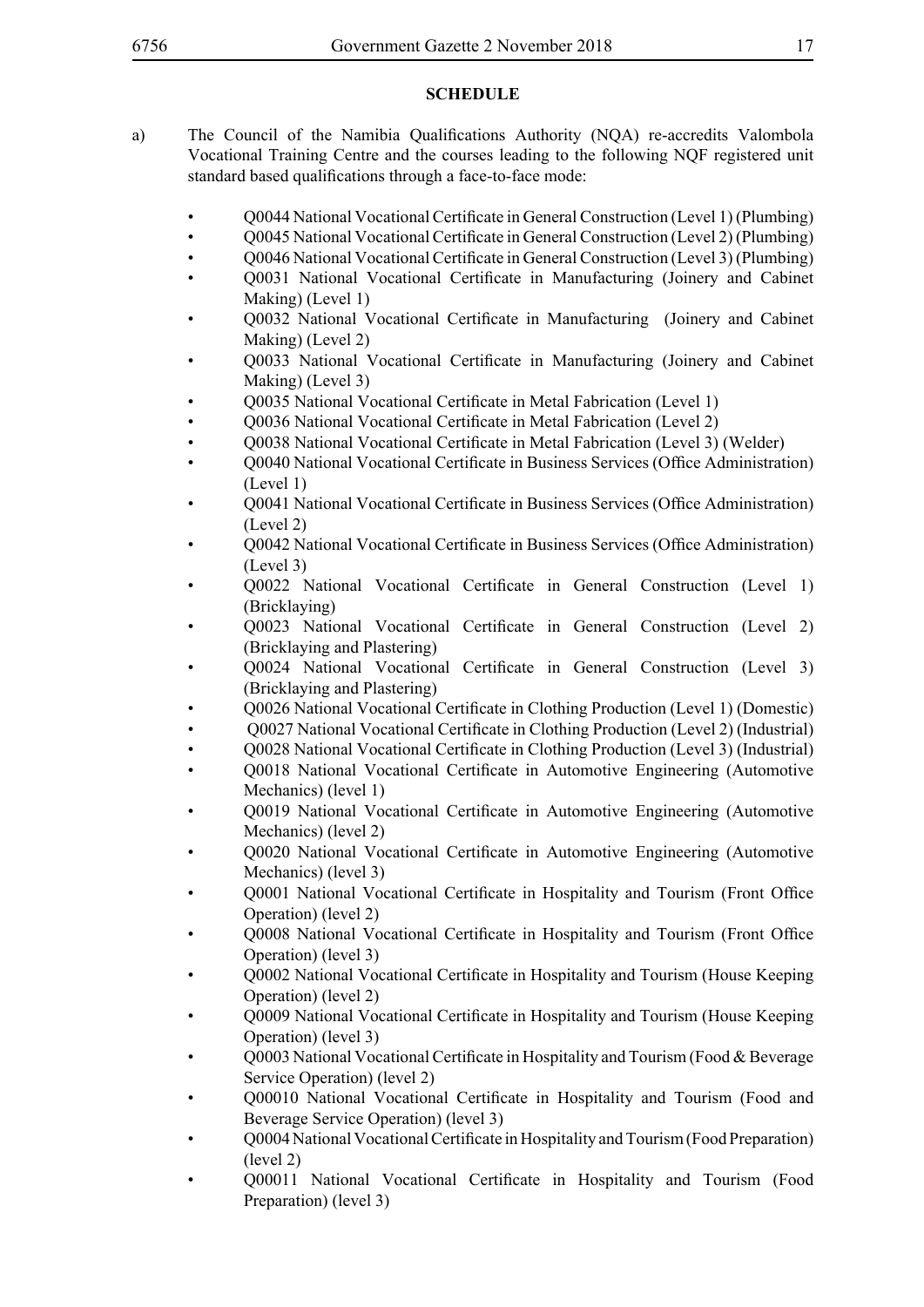**SCHEDULE**

a) The Council of the Namibia Qualifications Authority (NQA) re-accredits Valombola Vocational Training Centre and the courses leading to the following NQF registered unit standard based qualifications through a face-to-face mode:

- Q0044 National Vocational Certificate in General Construction (Level 1) (Plumbing)
- Q0045 National Vocational Certificate in General Construction (Level 2) (Plumbing)
- Q0046 National Vocational Certificate in General Construction (Level 3) (Plumbing)
- Q0031 National Vocational Certificate in Manufacturing (Joinery and Cabinet Making) (Level 1)
- Q0032 National Vocational Certificate in Manufacturing (Joinery and Cabinet Making) (Level 2)
- Q0033 National Vocational Certificate in Manufacturing (Joinery and Cabinet Making) (Level 3)
- Q0035 National Vocational Certificate in Metal Fabrication (Level 1)
- Q0036 National Vocational Certificate in Metal Fabrication (Level 2)
- Q0038 National Vocational Certificate in Metal Fabrication (Level 3) (Welder)
- Q0040 National Vocational Certificate in Business Services (Office Administration) (Level 1)
- Q0041 National Vocational Certificate in Business Services (Office Administration) (Level 2)
- Q0042 National Vocational Certificate in Business Services (Office Administration) (Level 3)
- Q0022 National Vocational Certificate in General Construction (Level 1) (Bricklaying)
- Q0023 National Vocational Certificate in General Construction (Level 2) (Bricklaying and Plastering)
- Q0024 National Vocational Certificate in General Construction (Level 3) (Bricklaying and Plastering)
- Q0026 National Vocational Certificate in Clothing Production (Level 1) (Domestic)
- Q0027 National Vocational Certificate in Clothing Production (Level 2) (Industrial)
- Q0028 National Vocational Certificate in Clothing Production (Level 3) (Industrial)
- Q0018 National Vocational Certificate in Automotive Engineering (Automotive Mechanics) (level 1)
- Q0019 National Vocational Certificate in Automotive Engineering (Automotive Mechanics) (level 2)
- Q0020 National Vocational Certificate in Automotive Engineering (Automotive Mechanics) (level 3)
- Q0001 National Vocational Certificate in Hospitality and Tourism (Front Office Operation) (level 2)
- Q0008 National Vocational Certificate in Hospitality and Tourism (Front Office Operation) (level 3)
- Q0002 National Vocational Certificate in Hospitality and Tourism (House Keeping Operation) (level 2)
- Q0009 National Vocational Certificate in Hospitality and Tourism (House Keeping Operation) (level 3)
- Q0003 National Vocational Certificate in Hospitality and Tourism (Food & Beverage Service Operation) (level 2)
- Q00010 National Vocational Certificate in Hospitality and Tourism (Food and Beverage Service Operation) (level 3)
- Q0004 National Vocational Certificate in Hospitality and Tourism (Food Preparation) (level 2)
- Q00011 National Vocational Certificate in Hospitality and Tourism (Food Preparation) (level 3)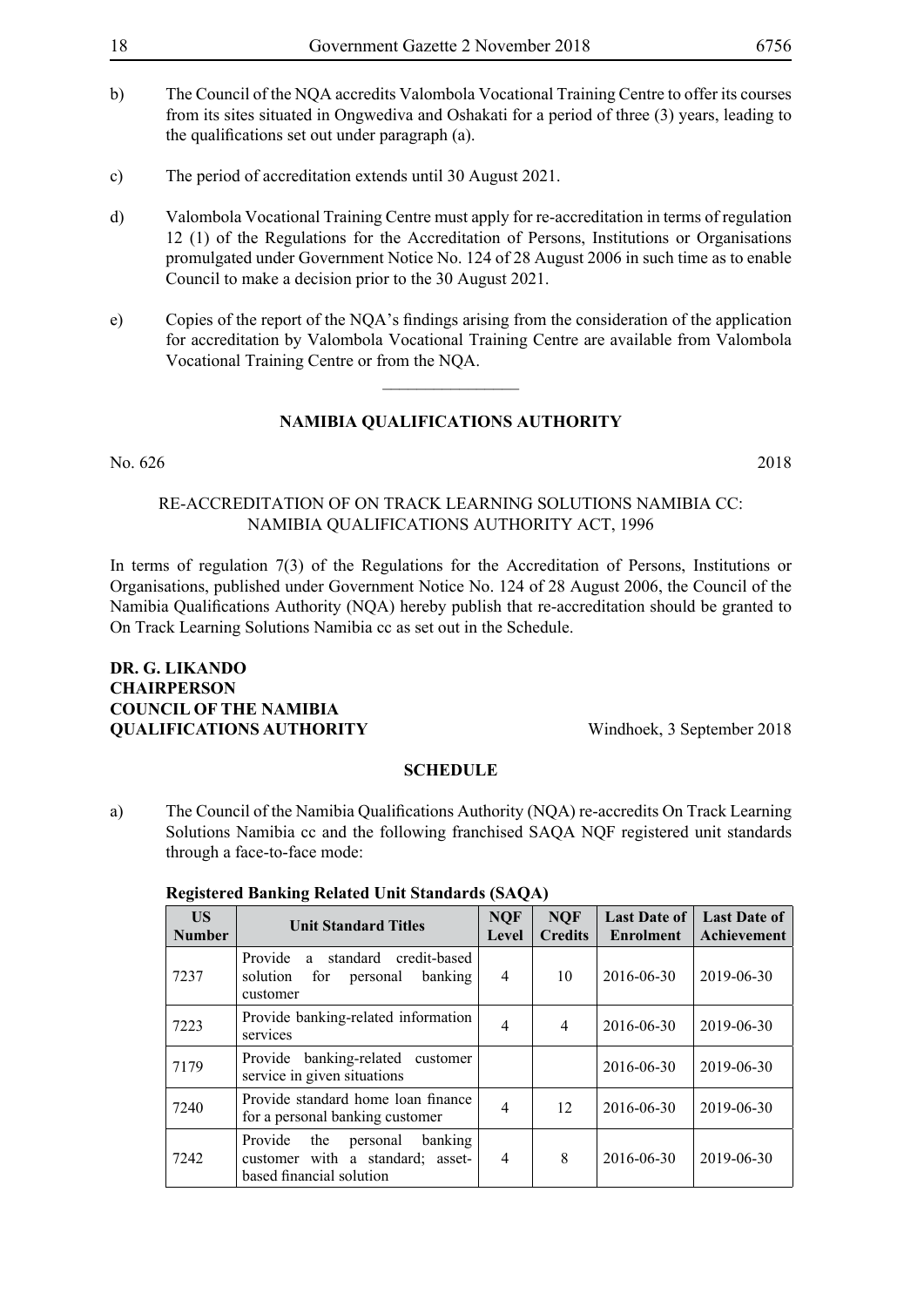b) The Council of the NQA accredits Valombola Vocational Training Centre to offer its courses from its sites situated in Ongwediva and Oshakati for a period of three (3) years, leading to the qualifications set out under paragraph (a).

c) The period of accreditation extends until 30 August 2021.

d) Valombola Vocational Training Centre must apply for re-accreditation in terms of regulation 12 (1) of the Regulations for the Accreditation of Persons, Institutions or Organisations promulgated under Government Notice No. 124 of 28 August 2006 in such time as to enable Council to make a decision prior to the 30 August 2021.

e) Copies of the report of the NQA's findings arising from the consideration of the application for accreditation by Valombola Vocational Training Centre are available from Valombola Vocational Training Centre or from the NQA.

---

## NAMIBIA QUALIFICATIONS AUTHORITY

No. 626 2018

RE-ACCREDITATION OF ON TRACK LEARNING SOLUTIONS NAMIBIA CC: NAMIBIA QUALIFICATIONS AUTHORITY ACT, 1996

In terms of regulation 7(3) of the Regulations for the Accreditation of Persons, Institutions or Organisations, published under Government Notice No. 124 of 28 August 2006, the Council of the Namibia Qualifications Authority (NQA) hereby publish that re-accreditation should be granted to On Track Learning Solutions Namibia cc as set out in the Schedule.

**DR. G. LIKANDO**
**CHAIRPERSON**
**COUNCIL OF THE NAMIBIA**
**QUALIFICATIONS AUTHORITY** Windhoek, 3 September 2018

**SCHEDULE**

a) The Council of the Namibia Qualifications Authority (NQA) re-accredits On Track Learning Solutions Namibia cc and the following franchised SAQA NQF registered unit standards through a face-to-face mode:

**Registered Banking Related Unit Standards (SAQA)**

| US Number | Unit Standard Titles | NQF Level | NQF Credits | Last Date of Enrolment | Last Date of Achievement |
|---|---|---|---|---|---|
| 7237 | Provide a standard credit-based solution for personal banking customer | 4 | 10 | 2016-06-30 | 2019-06-30 |
| 7223 | Provide banking-related information services | 4 | 4 | 2016-06-30 | 2019-06-30 |
| 7179 | Provide banking-related customer service in given situations | | | 2016-06-30 | 2019-06-30 |
| 7240 | Provide standard home loan finance for a personal banking customer | 4 | 12 | 2016-06-30 | 2019-06-30 |
| 7242 | Provide the personal banking customer with a standard; asset-based financial solution | 4 | 8 | 2016-06-30 | 2019-06-30 |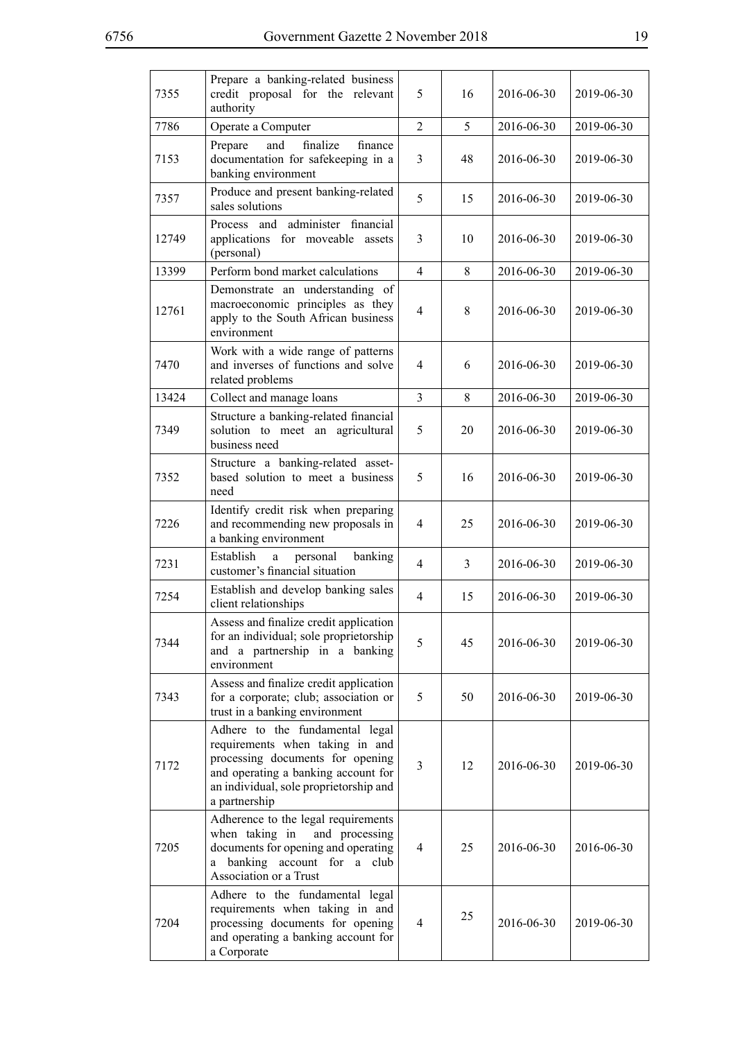| 7355 | Prepare a banking-related business credit proposal for the relevant authority | 5 | 16 | 2016-06-30 | 2019-06-30 |
|---|---|---|---|---|---|
| 7786 | Operate a Computer | 2 | 5 | 2016-06-30 | 2019-06-30 |
| 7153 | Prepare and finalize finance documentation for safekeeping in a banking environment | 3 | 48 | 2016-06-30 | 2019-06-30 |
| 7357 | Produce and present banking-related sales solutions | 5 | 15 | 2016-06-30 | 2019-06-30 |
| 12749 | Process and administer financial applications for moveable assets (personal) | 3 | 10 | 2016-06-30 | 2019-06-30 |
| 13399 | Perform bond market calculations | 4 | 8 | 2016-06-30 | 2019-06-30 |
| 12761 | Demonstrate an understanding of macroeconomic principles as they apply to the South African business environment | 4 | 8 | 2016-06-30 | 2019-06-30 |
| 7470 | Work with a wide range of patterns and inverses of functions and solve related problems | 4 | 6 | 2016-06-30 | 2019-06-30 |
| 13424 | Collect and manage loans | 3 | 8 | 2016-06-30 | 2019-06-30 |
| 7349 | Structure a banking-related financial solution to meet an agricultural business need | 5 | 20 | 2016-06-30 | 2019-06-30 |
| 7352 | Structure a banking-related asset-based solution to meet a business need | 5 | 16 | 2016-06-30 | 2019-06-30 |
| 7226 | Identify credit risk when preparing and recommending new proposals in a banking environment | 4 | 25 | 2016-06-30 | 2019-06-30 |
| 7231 | Establish a personal banking customer's financial situation | 4 | 3 | 2016-06-30 | 2019-06-30 |
| 7254 | Establish and develop banking sales client relationships | 4 | 15 | 2016-06-30 | 2019-06-30 |
| 7344 | Assess and finalize credit application for an individual; sole proprietorship and a partnership in a banking environment | 5 | 45 | 2016-06-30 | 2019-06-30 |
| 7343 | Assess and finalize credit application for a corporate; club; association or trust in a banking environment | 5 | 50 | 2016-06-30 | 2019-06-30 |
| 7172 | Adhere to the fundamental legal requirements when taking in and processing documents for opening and operating a banking account for an individual, sole proprietorship and a partnership | 3 | 12 | 2016-06-30 | 2019-06-30 |
| 7205 | Adherence to the legal requirements when taking in and processing documents for opening and operating a banking account for a club Association or a Trust | 4 | 25 | 2016-06-30 | 2016-06-30 |
| 7204 | Adhere to the fundamental legal requirements when taking in and processing documents for opening and operating a banking account for a Corporate | 4 | 25 | 2016-06-30 | 2019-06-30 |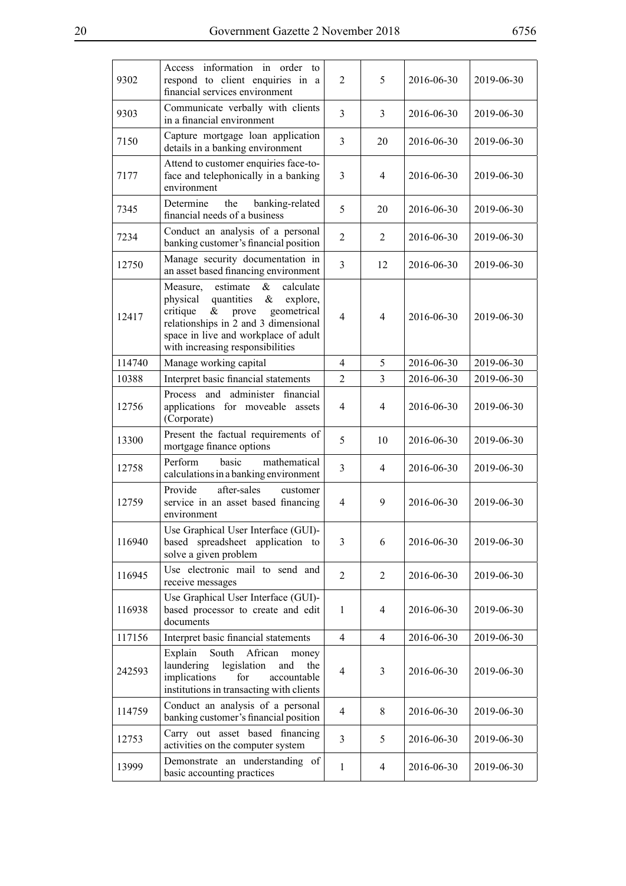| | | | | | |
|---|---|---|---|---|---|
| 9302 | Access information in order to respond to client enquiries in a financial services environment | 2 | 5 | 2016-06-30 | 2019-06-30 |
| 9303 | Communicate verbally with clients in a financial environment | 3 | 3 | 2016-06-30 | 2019-06-30 |
| 7150 | Capture mortgage loan application details in a banking environment | 3 | 20 | 2016-06-30 | 2019-06-30 |
| 7177 | Attend to customer enquiries face-to-face and telephonically in a banking environment | 3 | 4 | 2016-06-30 | 2019-06-30 |
| 7345 | Determine the banking-related financial needs of a business | 5 | 20 | 2016-06-30 | 2019-06-30 |
| 7234 | Conduct an analysis of a personal banking customer's financial position | 2 | 2 | 2016-06-30 | 2019-06-30 |
| 12750 | Manage security documentation in an asset based financing environment | 3 | 12 | 2016-06-30 | 2019-06-30 |
| 12417 | Measure, estimate & calculate physical quantities & explore, critique & prove geometrical relationships in 2 and 3 dimensional space in live and workplace of adult with increasing responsibilities | 4 | 4 | 2016-06-30 | 2019-06-30 |
| 114740 | Manage working capital | 4 | 5 | 2016-06-30 | 2019-06-30 |
| 10388 | Interpret basic financial statements | 2 | 3 | 2016-06-30 | 2019-06-30 |
| 12756 | Process and administer financial applications for moveable assets (Corporate) | 4 | 4 | 2016-06-30 | 2019-06-30 |
| 13300 | Present the factual requirements of mortgage finance options | 5 | 10 | 2016-06-30 | 2019-06-30 |
| 12758 | Perform basic mathematical calculations in a banking environment | 3 | 4 | 2016-06-30 | 2019-06-30 |
| 12759 | Provide after-sales customer service in an asset based financing environment | 4 | 9 | 2016-06-30 | 2019-06-30 |
| 116940 | Use Graphical User Interface (GUI)-based spreadsheet application to solve a given problem | 3 | 6 | 2016-06-30 | 2019-06-30 |
| 116945 | Use electronic mail to send and receive messages | 2 | 2 | 2016-06-30 | 2019-06-30 |
| 116938 | Use Graphical User Interface (GUI)-based processor to create and edit documents | 1 | 4 | 2016-06-30 | 2019-06-30 |
| 117156 | Interpret basic financial statements | 4 | 4 | 2016-06-30 | 2019-06-30 |
| 242593 | Explain South African money laundering legislation and the implications for accountable institutions in transacting with clients | 4 | 3 | 2016-06-30 | 2019-06-30 |
| 114759 | Conduct an analysis of a personal banking customer's financial position | 4 | 8 | 2016-06-30 | 2019-06-30 |
| 12753 | Carry out asset based financing activities on the computer system | 3 | 5 | 2016-06-30 | 2019-06-30 |
| 13999 | Demonstrate an understanding of basic accounting practices | 1 | 4 | 2016-06-30 | 2019-06-30 |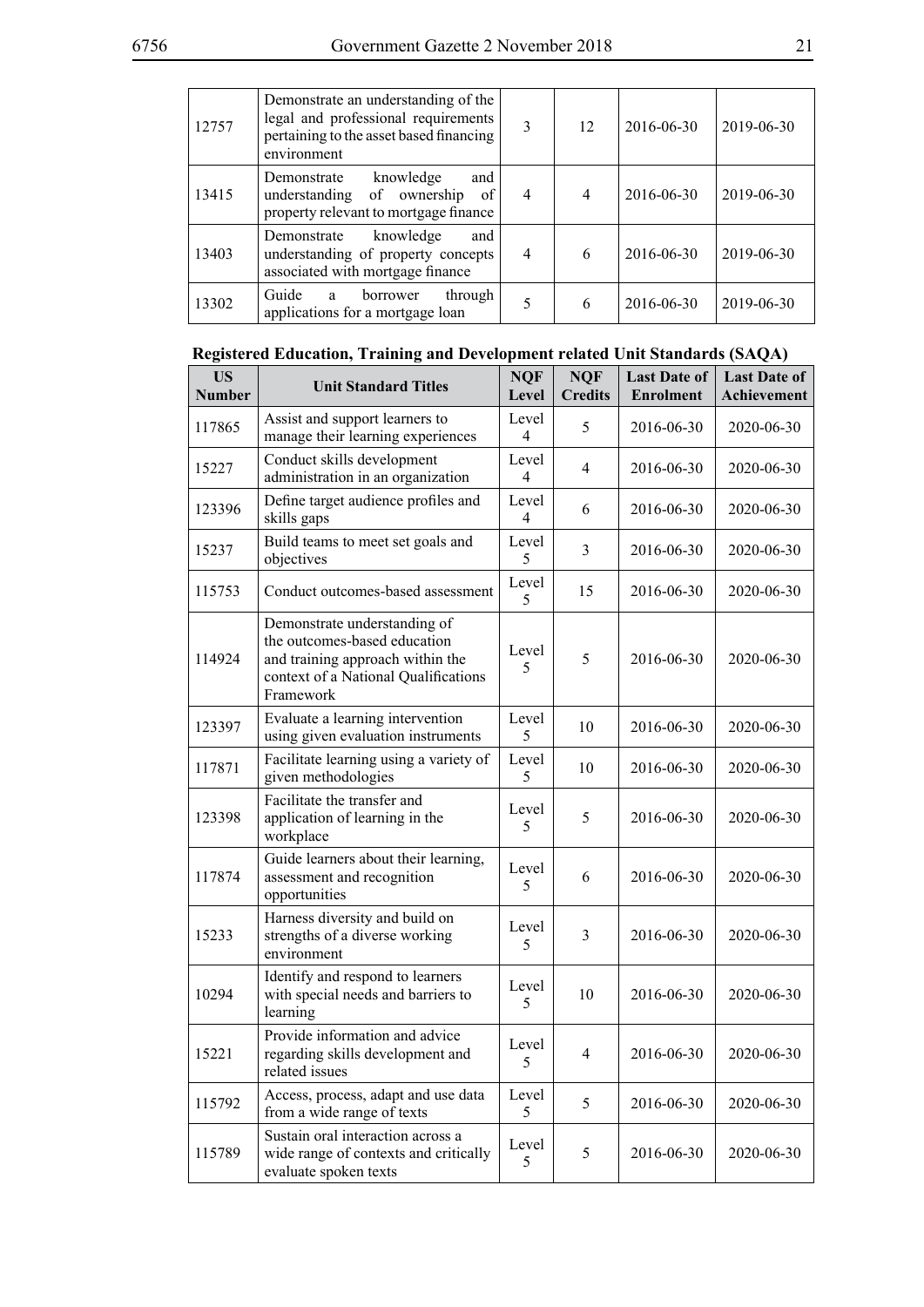| | | | | | |
|---|---|---|---|---|---|
| 12757 | Demonstrate an understanding of the legal and professional requirements pertaining to the asset based financing environment | 3 | 12 | 2016-06-30 | 2019-06-30 |
| 13415 | Demonstrate knowledge and understanding of ownership of property relevant to mortgage finance | 4 | 4 | 2016-06-30 | 2019-06-30 |
| 13403 | Demonstrate knowledge and understanding of property concepts associated with mortgage finance | 4 | 6 | 2016-06-30 | 2019-06-30 |
| 13302 | Guide a borrower through applications for a mortgage loan | 5 | 6 | 2016-06-30 | 2019-06-30 |

**Registered Education, Training and Development related Unit Standards (SAQA)**

| US Number | Unit Standard Titles | NQF Level | NQF Credits | Last Date of Enrolment | Last Date of Achievement |
|---|---|---|---|---|---|
| 117865 | Assist and support learners to manage their learning experiences | Level 4 | 5 | 2016-06-30 | 2020-06-30 |
| 15227 | Conduct skills development administration in an organization | Level 4 | 4 | 2016-06-30 | 2020-06-30 |
| 123396 | Define target audience profiles and skills gaps | Level 4 | 6 | 2016-06-30 | 2020-06-30 |
| 15237 | Build teams to meet set goals and objectives | Level 5 | 3 | 2016-06-30 | 2020-06-30 |
| 115753 | Conduct outcomes-based assessment | Level 5 | 15 | 2016-06-30 | 2020-06-30 |
| 114924 | Demonstrate understanding of the outcomes-based education and training approach within the context of a National Qualifications Framework | Level 5 | 5 | 2016-06-30 | 2020-06-30 |
| 123397 | Evaluate a learning intervention using given evaluation instruments | Level 5 | 10 | 2016-06-30 | 2020-06-30 |
| 117871 | Facilitate learning using a variety of given methodologies | Level 5 | 10 | 2016-06-30 | 2020-06-30 |
| 123398 | Facilitate the transfer and application of learning in the workplace | Level 5 | 5 | 2016-06-30 | 2020-06-30 |
| 117874 | Guide learners about their learning, assessment and recognition opportunities | Level 5 | 6 | 2016-06-30 | 2020-06-30 |
| 15233 | Harness diversity and build on strengths of a diverse working environment | Level 5 | 3 | 2016-06-30 | 2020-06-30 |
| 10294 | Identify and respond to learners with special needs and barriers to learning | Level 5 | 10 | 2016-06-30 | 2020-06-30 |
| 15221 | Provide information and advice regarding skills development and related issues | Level 5 | 4 | 2016-06-30 | 2020-06-30 |
| 115792 | Access, process, adapt and use data from a wide range of texts | Level 5 | 5 | 2016-06-30 | 2020-06-30 |
| 115789 | Sustain oral interaction across a wide range of contexts and critically evaluate spoken texts | Level 5 | 5 | 2016-06-30 | 2020-06-30 |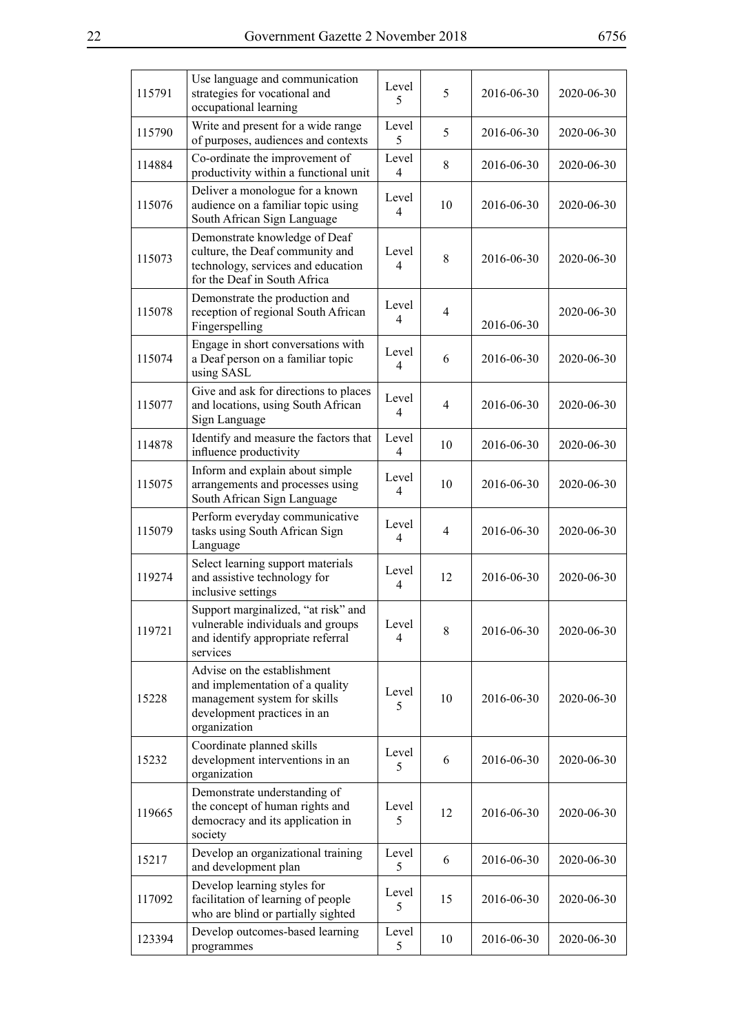| | | | | | |
|---|---|---|---|---|---|
| 115791 | Use language and communication strategies for vocational and occupational learning | Level 5 | 5 | 2016-06-30 | 2020-06-30 |
| 115790 | Write and present for a wide range of purposes, audiences and contexts | Level 5 | 5 | 2016-06-30 | 2020-06-30 |
| 114884 | Co-ordinate the improvement of productivity within a functional unit | Level 4 | 8 | 2016-06-30 | 2020-06-30 |
| 115076 | Deliver a monologue for a known audience on a familiar topic using South African Sign Language | Level 4 | 10 | 2016-06-30 | 2020-06-30 |
| 115073 | Demonstrate knowledge of Deaf culture, the Deaf community and technology, services and education for the Deaf in South Africa | Level 4 | 8 | 2016-06-30 | 2020-06-30 |
| 115078 | Demonstrate the production and reception of regional South African Fingerspelling | Level 4 | 4 | 2016-06-30 | 2020-06-30 |
| 115074 | Engage in short conversations with a Deaf person on a familiar topic using SASL | Level 4 | 6 | 2016-06-30 | 2020-06-30 |
| 115077 | Give and ask for directions to places and locations, using South African Sign Language | Level 4 | 4 | 2016-06-30 | 2020-06-30 |
| 114878 | Identify and measure the factors that influence productivity | Level 4 | 10 | 2016-06-30 | 2020-06-30 |
| 115075 | Inform and explain about simple arrangements and processes using South African Sign Language | Level 4 | 10 | 2016-06-30 | 2020-06-30 |
| 115079 | Perform everyday communicative tasks using South African Sign Language | Level 4 | 4 | 2016-06-30 | 2020-06-30 |
| 119274 | Select learning support materials and assistive technology for inclusive settings | Level 4 | 12 | 2016-06-30 | 2020-06-30 |
| 119721 | Support marginalized, "at risk" and vulnerable individuals and groups and identify appropriate referral services | Level 4 | 8 | 2016-06-30 | 2020-06-30 |
| 15228 | Advise on the establishment and implementation of a quality management system for skills development practices in an organization | Level 5 | 10 | 2016-06-30 | 2020-06-30 |
| 15232 | Coordinate planned skills development interventions in an organization | Level 5 | 6 | 2016-06-30 | 2020-06-30 |
| 119665 | Demonstrate understanding of the concept of human rights and democracy and its application in society | Level 5 | 12 | 2016-06-30 | 2020-06-30 |
| 15217 | Develop an organizational training and development plan | Level 5 | 6 | 2016-06-30 | 2020-06-30 |
| 117092 | Develop learning styles for facilitation of learning of people who are blind or partially sighted | Level 5 | 15 | 2016-06-30 | 2020-06-30 |
| 123394 | Develop outcomes-based learning programmes | Level 5 | 10 | 2016-06-30 | 2020-06-30 |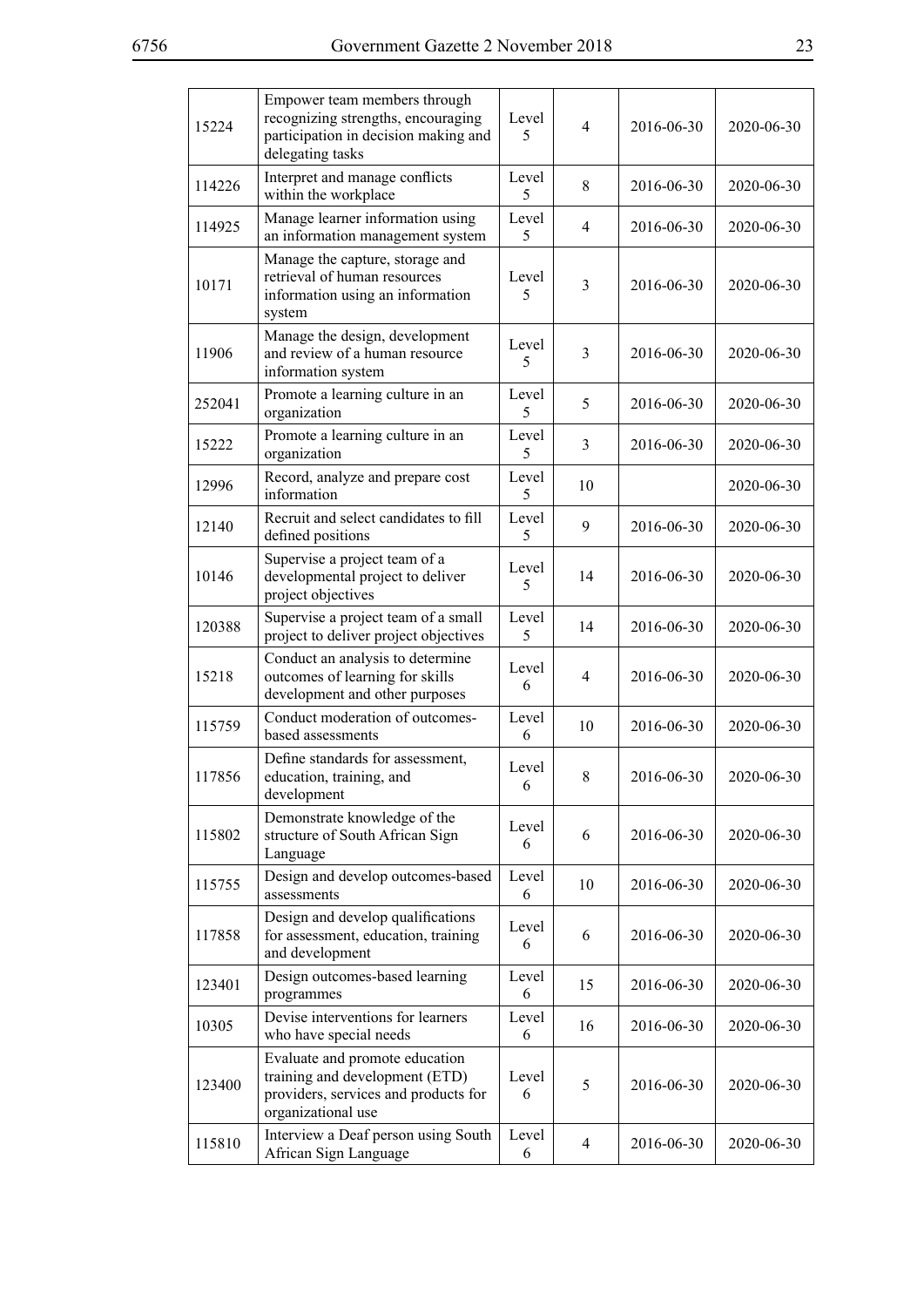| | | | | | |
|---|---|---|---|---|---|
| 15224 | Empower team members through recognizing strengths, encouraging participation in decision making and delegating tasks | Level 5 | 4 | 2016-06-30 | 2020-06-30 |
| 114226 | Interpret and manage conflicts within the workplace | Level 5 | 8 | 2016-06-30 | 2020-06-30 |
| 114925 | Manage learner information using an information management system | Level 5 | 4 | 2016-06-30 | 2020-06-30 |
| 10171 | Manage the capture, storage and retrieval of human resources information using an information system | Level 5 | 3 | 2016-06-30 | 2020-06-30 |
| 11906 | Manage the design, development and review of a human resource information system | Level 5 | 3 | 2016-06-30 | 2020-06-30 |
| 252041 | Promote a learning culture in an organization | Level 5 | 5 | 2016-06-30 | 2020-06-30 |
| 15222 | Promote a learning culture in an organization | Level 5 | 3 | 2016-06-30 | 2020-06-30 |
| 12996 | Record, analyze and prepare cost information | Level 5 | 10 | | 2020-06-30 |
| 12140 | Recruit and select candidates to fill defined positions | Level 5 | 9 | 2016-06-30 | 2020-06-30 |
| 10146 | Supervise a project team of a developmental project to deliver project objectives | Level 5 | 14 | 2016-06-30 | 2020-06-30 |
| 120388 | Supervise a project team of a small project to deliver project objectives | Level 5 | 14 | 2016-06-30 | 2020-06-30 |
| 15218 | Conduct an analysis to determine outcomes of learning for skills development and other purposes | Level 6 | 4 | 2016-06-30 | 2020-06-30 |
| 115759 | Conduct moderation of outcomes-based assessments | Level 6 | 10 | 2016-06-30 | 2020-06-30 |
| 117856 | Define standards for assessment, education, training, and development | Level 6 | 8 | 2016-06-30 | 2020-06-30 |
| 115802 | Demonstrate knowledge of the structure of South African Sign Language | Level 6 | 6 | 2016-06-30 | 2020-06-30 |
| 115755 | Design and develop outcomes-based assessments | Level 6 | 10 | 2016-06-30 | 2020-06-30 |
| 117858 | Design and develop qualifications for assessment, education, training and development | Level 6 | 6 | 2016-06-30 | 2020-06-30 |
| 123401 | Design outcomes-based learning programmes | Level 6 | 15 | 2016-06-30 | 2020-06-30 |
| 10305 | Devise interventions for learners who have special needs | Level 6 | 16 | 2016-06-30 | 2020-06-30 |
| 123400 | Evaluate and promote education training and development (ETD) providers, services and products for organizational use | Level 6 | 5 | 2016-06-30 | 2020-06-30 |
| 115810 | Interview a Deaf person using South African Sign Language | Level 6 | 4 | 2016-06-30 | 2020-06-30 |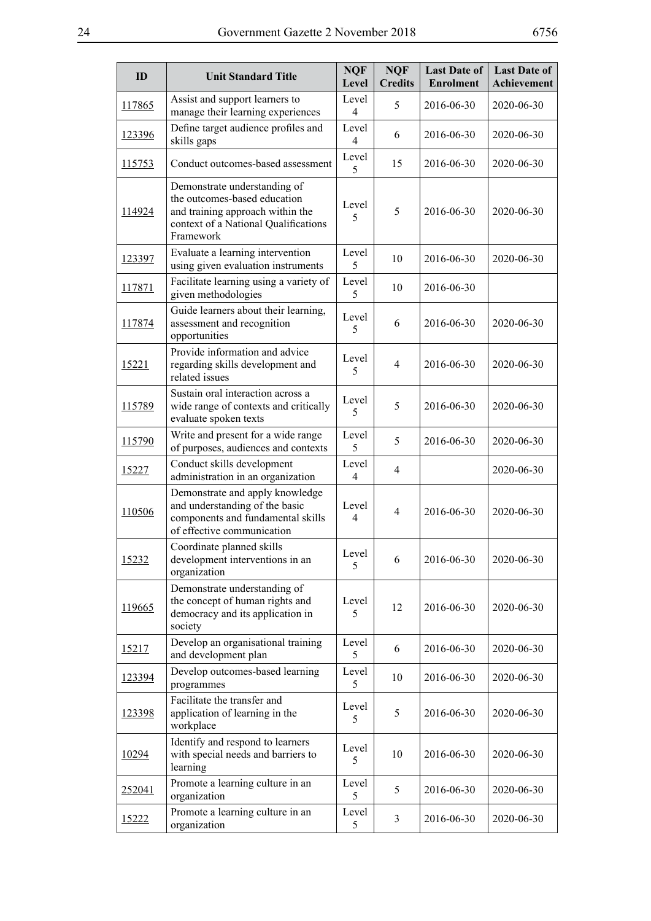| ID | Unit Standard Title | NQF Level | NQF Credits | Last Date of Enrolment | Last Date of Achievement |
|---|---|---|---|---|---|
| 117865 | Assist and support learners to manage their learning experiences | Level 4 | 5 | 2016-06-30 | 2020-06-30 |
| 123396 | Define target audience profiles and skills gaps | Level 4 | 6 | 2016-06-30 | 2020-06-30 |
| 115753 | Conduct outcomes-based assessment | Level 5 | 15 | 2016-06-30 | 2020-06-30 |
| 114924 | Demonstrate understanding of the outcomes-based education and training approach within the context of a National Qualifications Framework | Level 5 | 5 | 2016-06-30 | 2020-06-30 |
| 123397 | Evaluate a learning intervention using given evaluation instruments | Level 5 | 10 | 2016-06-30 | 2020-06-30 |
| 117871 | Facilitate learning using a variety of given methodologies | Level 5 | 10 | 2016-06-30 | |
| 117874 | Guide learners about their learning, assessment and recognition opportunities | Level 5 | 6 | 2016-06-30 | 2020-06-30 |
| 15221 | Provide information and advice regarding skills development and related issues | Level 5 | 4 | 2016-06-30 | 2020-06-30 |
| 115789 | Sustain oral interaction across a wide range of contexts and critically evaluate spoken texts | Level 5 | 5 | 2016-06-30 | 2020-06-30 |
| 115790 | Write and present for a wide range of purposes, audiences and contexts | Level 5 | 5 | 2016-06-30 | 2020-06-30 |
| 15227 | Conduct skills development administration in an organization | Level 4 | 4 | | 2020-06-30 |
| 110506 | Demonstrate and apply knowledge and understanding of the basic components and fundamental skills of effective communication | Level 4 | 4 | 2016-06-30 | 2020-06-30 |
| 15232 | Coordinate planned skills development interventions in an organization | Level 5 | 6 | 2016-06-30 | 2020-06-30 |
| 119665 | Demonstrate understanding of the concept of human rights and democracy and its application in society | Level 5 | 12 | 2016-06-30 | 2020-06-30 |
| 15217 | Develop an organisational training and development plan | Level 5 | 6 | 2016-06-30 | 2020-06-30 |
| 123394 | Develop outcomes-based learning programmes | Level 5 | 10 | 2016-06-30 | 2020-06-30 |
| 123398 | Facilitate the transfer and application of learning in the workplace | Level 5 | 5 | 2016-06-30 | 2020-06-30 |
| 10294 | Identify and respond to learners with special needs and barriers to learning | Level 5 | 10 | 2016-06-30 | 2020-06-30 |
| 252041 | Promote a learning culture in an organization | Level 5 | 5 | 2016-06-30 | 2020-06-30 |
| 15222 | Promote a learning culture in an organization | Level 5 | 3 | 2016-06-30 | 2020-06-30 |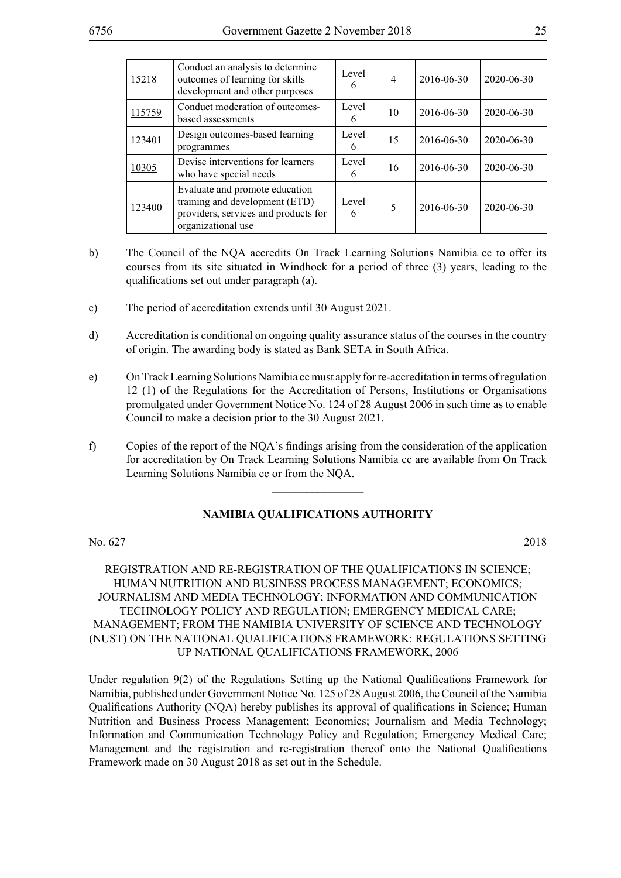| 15218 | Conduct an analysis to determine outcomes of learning for skills development and other purposes | Level 6 | 4 | 2016-06-30 | 2020-06-30 |
|---|---|---|---|---|---|
| 115759 | Conduct moderation of outcomes-based assessments | Level 6 | 10 | 2016-06-30 | 2020-06-30 |
| 123401 | Design outcomes-based learning programmes | Level 6 | 15 | 2016-06-30 | 2020-06-30 |
| 10305 | Devise interventions for learners who have special needs | Level 6 | 16 | 2016-06-30 | 2020-06-30 |
| 123400 | Evaluate and promote education training and development (ETD) providers, services and products for organizational use | Level 6 | 5 | 2016-06-30 | 2020-06-30 |

b) The Council of the NQA accredits On Track Learning Solutions Namibia cc to offer its courses from its site situated in Windhoek for a period of three (3) years, leading to the qualifications set out under paragraph (a).

c) The period of accreditation extends until 30 August 2021.

d) Accreditation is conditional on ongoing quality assurance status of the courses in the country of origin. The awarding body is stated as Bank SETA in South Africa.

e) On Track Learning Solutions Namibia cc must apply for re-accreditation in terms of regulation 12 (1) of the Regulations for the Accreditation of Persons, Institutions or Organisations promulgated under Government Notice No. 124 of 28 August 2006 in such time as to enable Council to make a decision prior to the 30 August 2021.

f) Copies of the report of the NQA's findings arising from the consideration of the application for accreditation by On Track Learning Solutions Namibia cc are available from On Track Learning Solutions Namibia cc or from the NQA.

________________

## NAMIBIA QUALIFICATIONS AUTHORITY

No. 627 2018

REGISTRATION AND RE-REGISTRATION OF THE QUALIFICATIONS IN SCIENCE; HUMAN NUTRITION AND BUSINESS PROCESS MANAGEMENT; ECONOMICS; JOURNALISM AND MEDIA TECHNOLOGY; INFORMATION AND COMMUNICATION TECHNOLOGY POLICY AND REGULATION; EMERGENCY MEDICAL CARE; MANAGEMENT; FROM THE NAMIBIA UNIVERSITY OF SCIENCE AND TECHNOLOGY (NUST) ON THE NATIONAL QUALIFICATIONS FRAMEWORK: REGULATIONS SETTING UP NATIONAL QUALIFICATIONS FRAMEWORK, 2006

Under regulation 9(2) of the Regulations Setting up the National Qualifications Framework for Namibia, published under Government Notice No. 125 of 28 August 2006, the Council of the Namibia Qualifications Authority (NQA) hereby publishes its approval of qualifications in Science; Human Nutrition and Business Process Management; Economics; Journalism and Media Technology; Information and Communication Technology Policy and Regulation; Emergency Medical Care; Management and the registration and re-registration thereof onto the National Qualifications Framework made on 30 August 2018 as set out in the Schedule.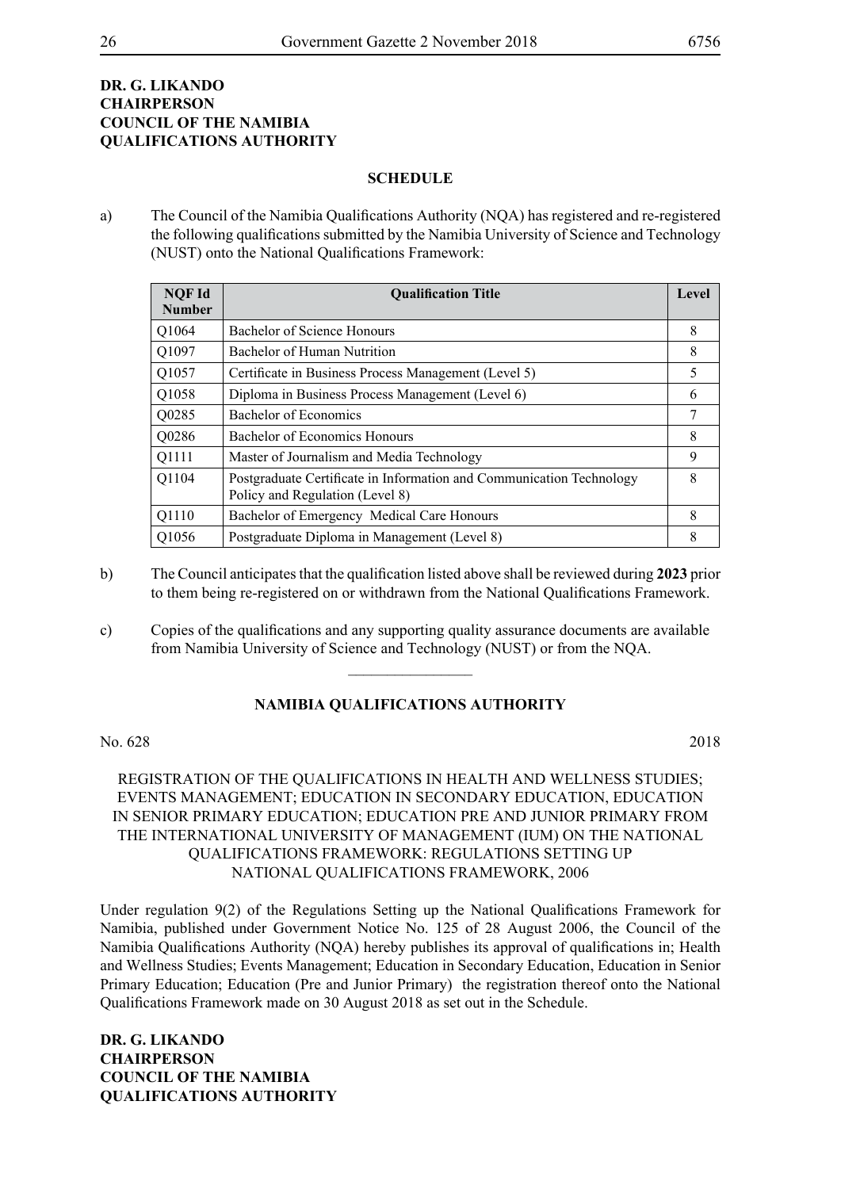**DR. G. LIKANDO**
**CHAIRPERSON**
**COUNCIL OF THE NAMIBIA**
**QUALIFICATIONS AUTHORITY**

**SCHEDULE**

a) The Council of the Namibia Qualifications Authority (NQA) has registered and re-registered the following qualifications submitted by the Namibia University of Science and Technology (NUST) onto the National Qualifications Framework:

| NQF Id Number | Qualification Title | Level |
|---|---|---|
| Q1064 | Bachelor of Science Honours | 8 |
| Q1097 | Bachelor of Human Nutrition | 8 |
| Q1057 | Certificate in Business Process Management (Level 5) | 5 |
| Q1058 | Diploma in Business Process Management (Level 6) | 6 |
| Q0285 | Bachelor of Economics | 7 |
| Q0286 | Bachelor of Economics Honours | 8 |
| Q1111 | Master of Journalism and Media Technology | 9 |
| Q1104 | Postgraduate Certificate in Information and Communication Technology Policy and Regulation (Level 8) | 8 |
| Q1110 | Bachelor of Emergency Medical Care Honours | 8 |
| Q1056 | Postgraduate Diploma in Management (Level 8) | 8 |

b) The Council anticipates that the qualification listed above shall be reviewed during **2023** prior to them being re-registered on or withdrawn from the National Qualifications Framework.

c) Copies of the qualifications and any supporting quality assurance documents are available from Namibia University of Science and Technology (NUST) or from the NQA.

---

## NAMIBIA QUALIFICATIONS AUTHORITY

No. 628 2018

REGISTRATION OF THE QUALIFICATIONS IN HEALTH AND WELLNESS STUDIES; EVENTS MANAGEMENT; EDUCATION IN SECONDARY EDUCATION, EDUCATION IN SENIOR PRIMARY EDUCATION; EDUCATION PRE AND JUNIOR PRIMARY FROM THE INTERNATIONAL UNIVERSITY OF MANAGEMENT (IUM) ON THE NATIONAL QUALIFICATIONS FRAMEWORK: REGULATIONS SETTING UP NATIONAL QUALIFICATIONS FRAMEWORK, 2006

Under regulation 9(2) of the Regulations Setting up the National Qualifications Framework for Namibia, published under Government Notice No. 125 of 28 August 2006, the Council of the Namibia Qualifications Authority (NQA) hereby publishes its approval of qualifications in; Health and Wellness Studies; Events Management; Education in Secondary Education, Education in Senior Primary Education; Education (Pre and Junior Primary) the registration thereof onto the National Qualifications Framework made on 30 August 2018 as set out in the Schedule.

**DR. G. LIKANDO**
**CHAIRPERSON**
**COUNCIL OF THE NAMIBIA**
**QUALIFICATIONS AUTHORITY**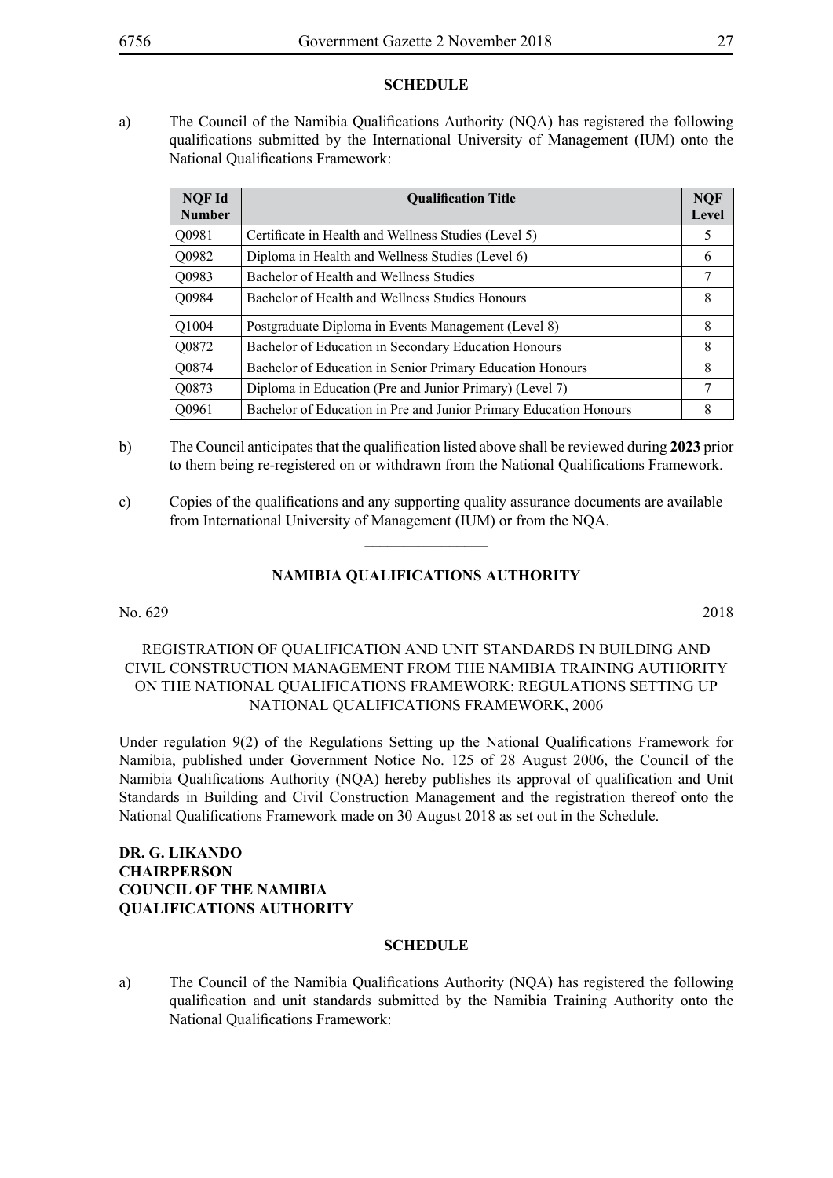**SCHEDULE**

a) The Council of the Namibia Qualifications Authority (NQA) has registered the following qualifications submitted by the International University of Management (IUM) onto the National Qualifications Framework:

| NQF Id Number | Qualification Title | NQF Level |
|---|---|---|
| Q0981 | Certificate in Health and Wellness Studies (Level 5) | 5 |
| Q0982 | Diploma in Health and Wellness Studies (Level 6) | 6 |
| Q0983 | Bachelor of Health and Wellness Studies | 7 |
| Q0984 | Bachelor of Health and Wellness Studies Honours | 8 |
| Q1004 | Postgraduate Diploma in Events Management (Level 8) | 8 |
| Q0872 | Bachelor of Education in Secondary Education Honours | 8 |
| Q0874 | Bachelor of Education in Senior Primary Education Honours | 8 |
| Q0873 | Diploma in Education (Pre and Junior Primary) (Level 7) | 7 |
| Q0961 | Bachelor of Education in Pre and Junior Primary Education Honours | 8 |

b) The Council anticipates that the qualification listed above shall be reviewed during **2023** prior to them being re-registered on or withdrawn from the National Qualifications Framework.

c) Copies of the qualifications and any supporting quality assurance documents are available from International University of Management (IUM) or from the NQA.

---

**NAMIBIA QUALIFICATIONS AUTHORITY**

No. 629 2018

REGISTRATION OF QUALIFICATION AND UNIT STANDARDS IN BUILDING AND CIVIL CONSTRUCTION MANAGEMENT FROM THE NAMIBIA TRAINING AUTHORITY ON THE NATIONAL QUALIFICATIONS FRAMEWORK: REGULATIONS SETTING UP NATIONAL QUALIFICATIONS FRAMEWORK, 2006

Under regulation 9(2) of the Regulations Setting up the National Qualifications Framework for Namibia, published under Government Notice No. 125 of 28 August 2006, the Council of the Namibia Qualifications Authority (NQA) hereby publishes its approval of qualification and Unit Standards in Building and Civil Construction Management and the registration thereof onto the National Qualifications Framework made on 30 August 2018 as set out in the Schedule.

**DR. G. LIKANDO**
**CHAIRPERSON**
**COUNCIL OF THE NAMIBIA**
**QUALIFICATIONS AUTHORITY**

**SCHEDULE**

a) The Council of the Namibia Qualifications Authority (NQA) has registered the following qualification and unit standards submitted by the Namibia Training Authority onto the National Qualifications Framework: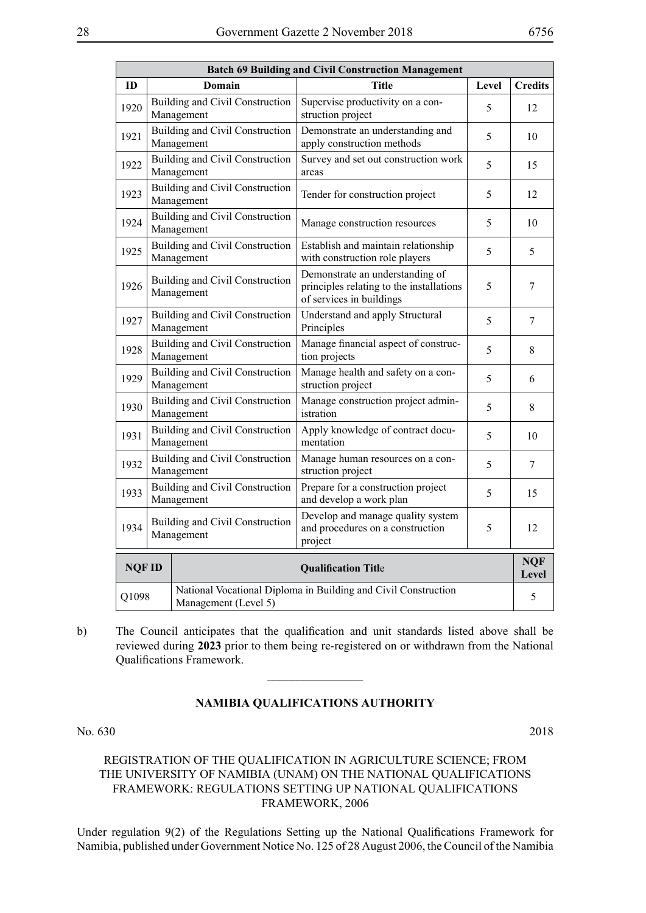| Batch 69 Building and Civil Construction Management | | | | |
|---|---|---|---|---|
| **ID** | **Domain** | **Title** | **Level** | **Credits** |
| 1920 | Building and Civil Construction Management | Supervise productivity on a construction project | 5 | 12 |
| 1921 | Building and Civil Construction Management | Demonstrate an understanding and apply construction methods | 5 | 10 |
| 1922 | Building and Civil Construction Management | Survey and set out construction work areas | 5 | 15 |
| 1923 | Building and Civil Construction Management | Tender for construction project | 5 | 12 |
| 1924 | Building and Civil Construction Management | Manage construction resources | 5 | 10 |
| 1925 | Building and Civil Construction Management | Establish and maintain relationship with construction role players | 5 | 5 |
| 1926 | Building and Civil Construction Management | Demonstrate an understanding of principles relating to the installations of services in buildings | 5 | 7 |
| 1927 | Building and Civil Construction Management | Understand and apply Structural Principles | 5 | 7 |
| 1928 | Building and Civil Construction Management | Manage financial aspect of construction projects | 5 | 8 |
| 1929 | Building and Civil Construction Management | Manage health and safety on a construction project | 5 | 6 |
| 1930 | Building and Civil Construction Management | Manage construction project administration | 5 | 8 |
| 1931 | Building and Civil Construction Management | Apply knowledge of contract documentation | 5 | 10 |
| 1932 | Building and Civil Construction Management | Manage human resources on a construction project | 5 | 7 |
| 1933 | Building and Civil Construction Management | Prepare for a construction project and develop a work plan | 5 | 15 |
| 1934 | Building and Civil Construction Management | Develop and manage quality system and procedures on a construction project | 5 | 12 |

| NQF ID | Qualification Title | NQF Level |
|---|---|---|
| Q1098 | National Vocational Diploma in Building and Civil Construction Management (Level 5) | 5 |

b) The Council anticipates that the qualification and unit standards listed above shall be reviewed during **2023** prior to them being re-registered on or withdrawn from the National Qualifications Framework.

---

## NAMIBIA QUALIFICATIONS AUTHORITY

No. 630 2018

REGISTRATION OF THE QUALIFICATION IN AGRICULTURE SCIENCE; FROM THE UNIVERSITY OF NAMIBIA (UNAM) ON THE NATIONAL QUALIFICATIONS FRAMEWORK: REGULATIONS SETTING UP NATIONAL QUALIFICATIONS FRAMEWORK, 2006

Under regulation 9(2) of the Regulations Setting up the National Qualifications Framework for Namibia, published under Government Notice No. 125 of 28 August 2006, the Council of the Namibia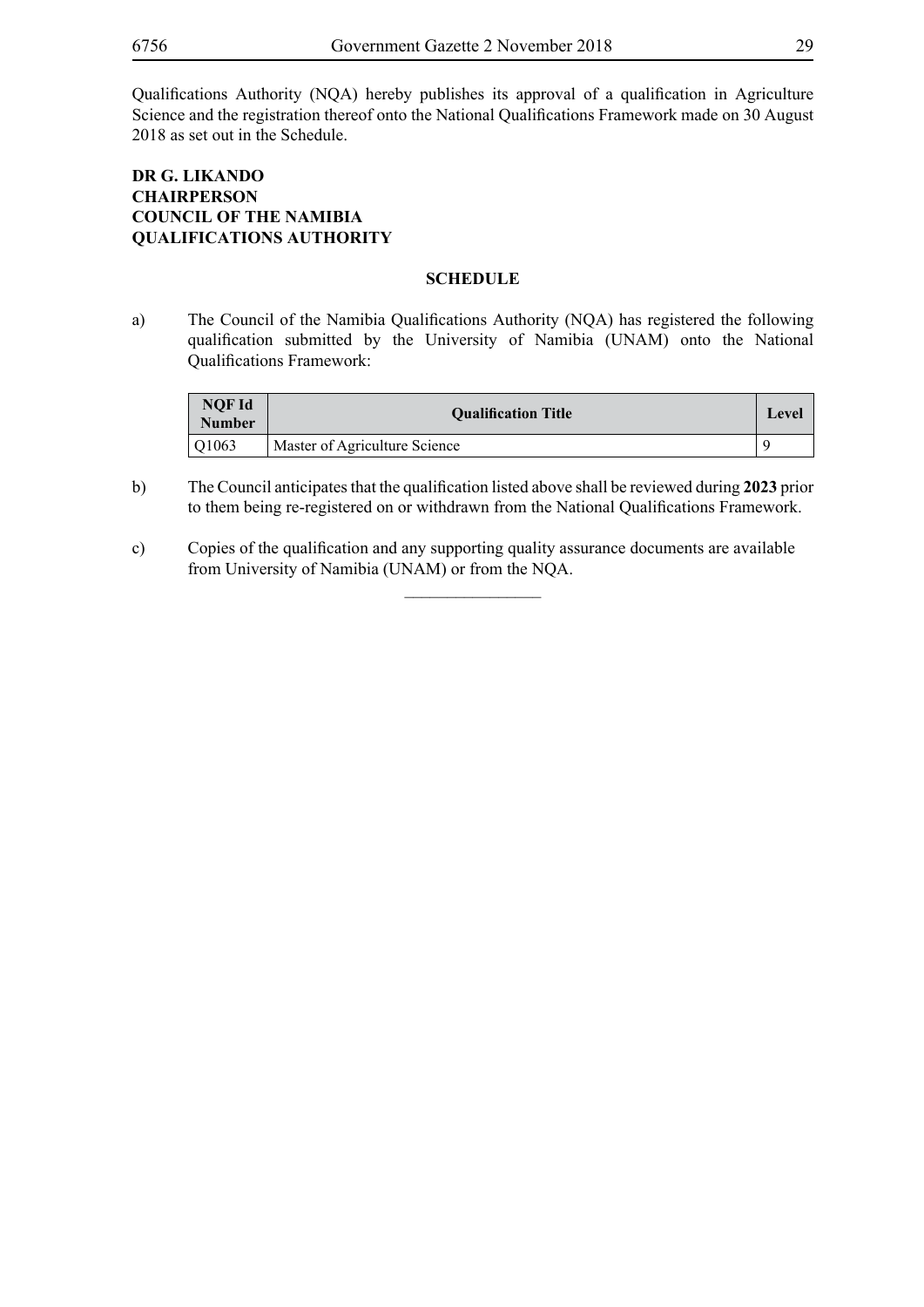Qualifications Authority (NQA) hereby publishes its approval of a qualification in Agriculture Science and the registration thereof onto the National Qualifications Framework made on 30 August 2018 as set out in the Schedule.

**DR G. LIKANDO**
**CHAIRPERSON**
**COUNCIL OF THE NAMIBIA**
**QUALIFICATIONS AUTHORITY**

**SCHEDULE**

a) The Council of the Namibia Qualifications Authority (NQA) has registered the following qualification submitted by the University of Namibia (UNAM) onto the National Qualifications Framework:

| NQF Id Number | Qualification Title | Level |
|---|---|---|
| Q1063 | Master of Agriculture Science | 9 |

b) The Council anticipates that the qualification listed above shall be reviewed during **2023** prior to them being re-registered on or withdrawn from the National Qualifications Framework.

c) Copies of the qualification and any supporting quality assurance documents are available from University of Namibia (UNAM) or from the NQA.

________________